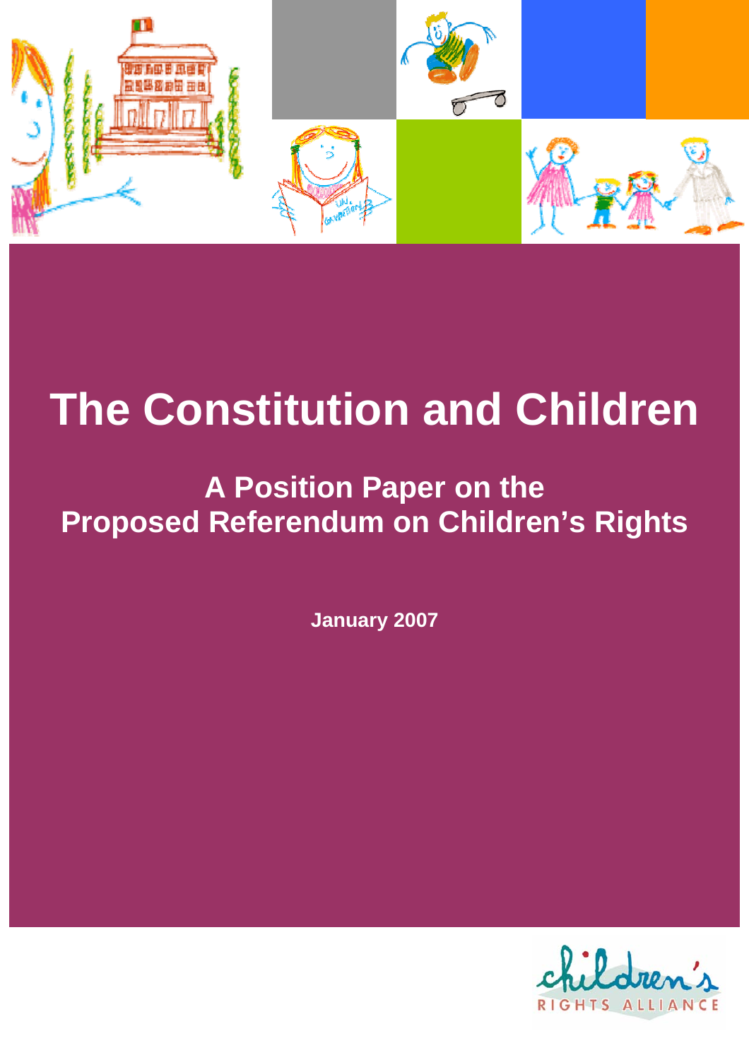# The Constitution and Children

## A Position Paper on the Proposed Referendum on Children's Rights

**January 2007**

children's RIGHTS ALLIANCE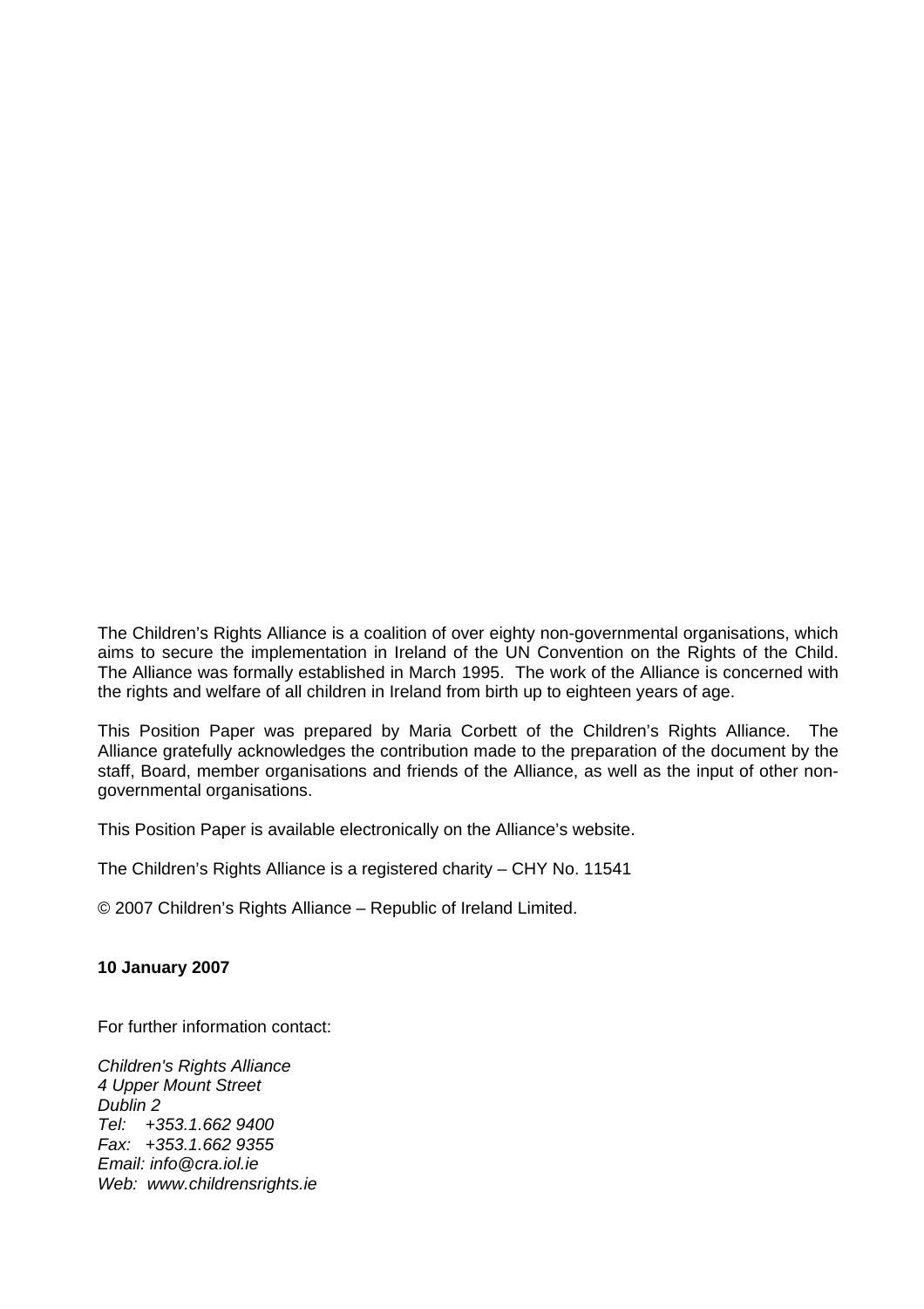The Children's Rights Alliance is a coalition of over eighty non-governmental organisations, which aims to secure the implementation in Ireland of the UN Convention on the Rights of the Child. The Alliance was formally established in March 1995. The work of the Alliance is concerned with the rights and welfare of all children in Ireland from birth up to eighteen years of age.

This Position Paper was prepared by Maria Corbett of the Children's Rights Alliance. The Alliance gratefully acknowledges the contribution made to the preparation of the document by the staff, Board, member organisations and friends of the Alliance, as well as the input of other non-governmental organisations.

This Position Paper is available electronically on the Alliance's website.

The Children's Rights Alliance is a registered charity – CHY No. 11541

© 2007 Children's Rights Alliance – Republic of Ireland Limited.

**10 January 2007**

For further information contact:

*Children's Rights Alliance*
*4 Upper Mount Street*
*Dublin 2*
*Tel: +353.1.662 9400*
*Fax: +353.1.662 9355*
*Email: info@cra.iol.ie*
*Web: www.childrensrights.ie*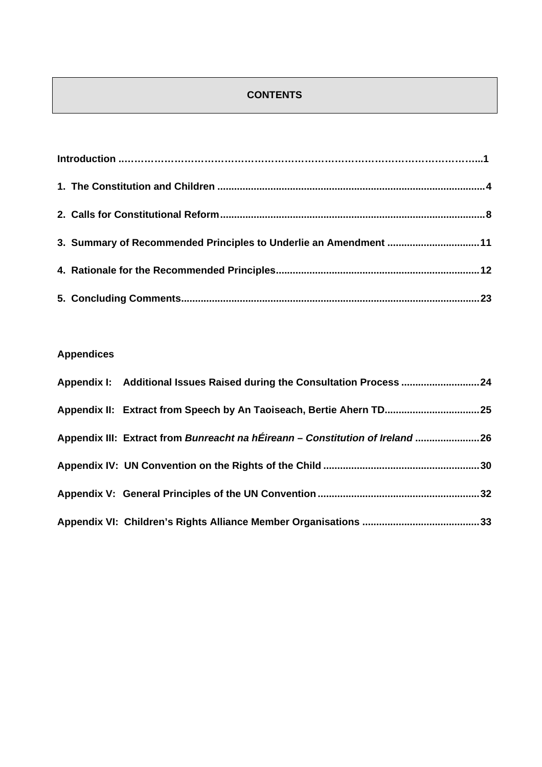# CONTENTS

**Introduction ....................................................................................................1**

**1. The Constitution and Children ....................................................................4**

**2. Calls for Constitutional Reform....................................................................8**

**3. Summary of Recommended Principles to Underlie an Amendment ................................11**

**4. Rationale for the Recommended Principles.......................................................12**

**5. Concluding Comments..............................................................................23**

**Appendices**

**Appendix I: Additional Issues Raised during the Consultation Process ............................24**

**Appendix II: Extract from Speech by An Taoiseach, Bertie Ahern TD.................................25**

**Appendix III: Extract from *Bunreacht na hÉireann – Constitution of Ireland* .......................26**

**Appendix IV: UN Convention on the Rights of the Child .......................................................30**

**Appendix V: General Principles of the UN Convention.........................................................32**

**Appendix VI: Children's Rights Alliance Member Organisations .........................................33**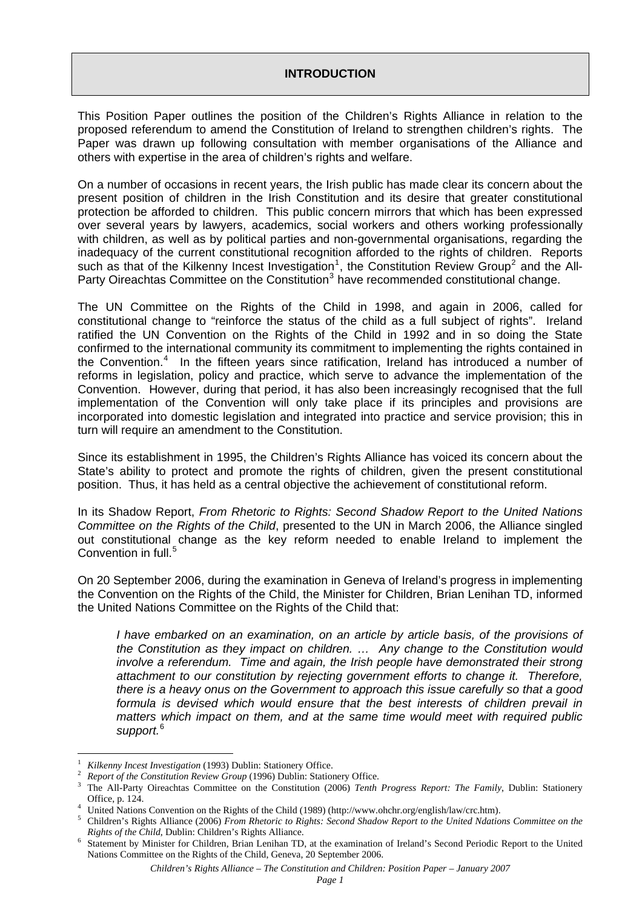## INTRODUCTION

This Position Paper outlines the position of the Children's Rights Alliance in relation to the proposed referendum to amend the Constitution of Ireland to strengthen children's rights. The Paper was drawn up following consultation with member organisations of the Alliance and others with expertise in the area of children's rights and welfare.

On a number of occasions in recent years, the Irish public has made clear its concern about the present position of children in the Irish Constitution and its desire that greater constitutional protection be afforded to children. This public concern mirrors that which has been expressed over several years by lawyers, academics, social workers and others working professionally with children, as well as by political parties and non-governmental organisations, regarding the inadequacy of the current constitutional recognition afforded to the rights of children. Reports such as that of the Kilkenny Incest Investigation[1], the Constitution Review Group[2] and the All-Party Oireachtas Committee on the Constitution[3] have recommended constitutional change.

The UN Committee on the Rights of the Child in 1998, and again in 2006, called for constitutional change to "reinforce the status of the child as a full subject of rights". Ireland ratified the UN Convention on the Rights of the Child in 1992 and in so doing the State confirmed to the international community its commitment to implementing the rights contained in the Convention.[4] In the fifteen years since ratification, Ireland has introduced a number of reforms in legislation, policy and practice, which serve to advance the implementation of the Convention. However, during that period, it has also been increasingly recognised that the full implementation of the Convention will only take place if its principles and provisions are incorporated into domestic legislation and integrated into practice and service provision; this in turn will require an amendment to the Constitution.

Since its establishment in 1995, the Children's Rights Alliance has voiced its concern about the State's ability to protect and promote the rights of children, given the present constitutional position. Thus, it has held as a central objective the achievement of constitutional reform.

In its Shadow Report, *From Rhetoric to Rights: Second Shadow Report to the United Nations Committee on the Rights of the Child*, presented to the UN in March 2006, the Alliance singled out constitutional change as the key reform needed to enable Ireland to implement the Convention in full.[5]

On 20 September 2006, during the examination in Geneva of Ireland's progress in implementing the Convention on the Rights of the Child, the Minister for Children, Brian Lenihan TD, informed the United Nations Committee on the Rights of the Child that:

> *I have embarked on an examination, on an article by article basis, of the provisions of the Constitution as they impact on children. … Any change to the Constitution would involve a referendum. Time and again, the Irish people have demonstrated their strong attachment to our constitution by rejecting government efforts to change it. Therefore, there is a heavy onus on the Government to approach this issue carefully so that a good formula is devised which would ensure that the best interests of children prevail in matters which impact on them, and at the same time would meet with required public support.*[6]

---

[1] *Kilkenny Incest Investigation* (1993) Dublin: Stationery Office.

[2] *Report of the Constitution Review Group* (1996) Dublin: Stationery Office.

[3] The All-Party Oireachtas Committee on the Constitution (2006) *Tenth Progress Report: The Family*, Dublin: Stationery Office, p. 124.

[4] United Nations Convention on the Rights of the Child (1989) (http://www.ohchr.org/english/law/crc.htm).

[5] Children's Rights Alliance (2006) *From Rhetoric to Rights: Second Shadow Report to the United Ndations Committee on the Rights of the Child*, Dublin: Children's Rights Alliance.

[6] Statement by Minister for Children, Brian Lenihan TD, at the examination of Ireland's Second Periodic Report to the United Nations Committee on the Rights of the Child, Geneva, 20 September 2006.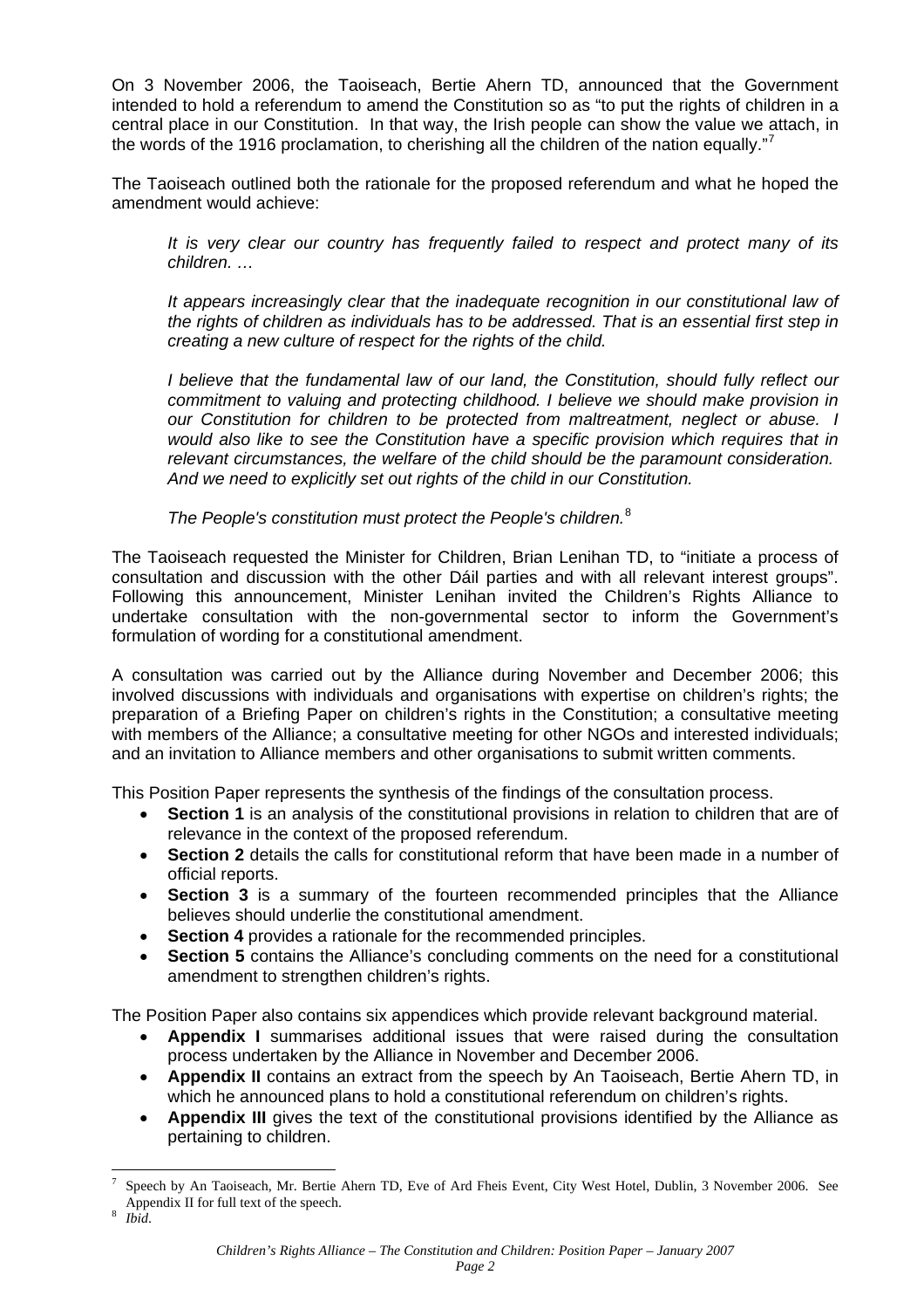On 3 November 2006, the Taoiseach, Bertie Ahern TD, announced that the Government intended to hold a referendum to amend the Constitution so as "to put the rights of children in a central place in our Constitution. In that way, the Irish people can show the value we attach, in the words of the 1916 proclamation, to cherishing all the children of the nation equally."[7]

The Taoiseach outlined both the rationale for the proposed referendum and what he hoped the amendment would achieve:

> *It is very clear our country has frequently failed to respect and protect many of its children. …*
>
> *It appears increasingly clear that the inadequate recognition in our constitutional law of the rights of children as individuals has to be addressed. That is an essential first step in creating a new culture of respect for the rights of the child.*
>
> *I believe that the fundamental law of our land, the Constitution, should fully reflect our commitment to valuing and protecting childhood. I believe we should make provision in our Constitution for children to be protected from maltreatment, neglect or abuse. I would also like to see the Constitution have a specific provision which requires that in relevant circumstances, the welfare of the child should be the paramount consideration. And we need to explicitly set out rights of the child in our Constitution.*
>
> *The People's constitution must protect the People's children.*[8]

The Taoiseach requested the Minister for Children, Brian Lenihan TD, to "initiate a process of consultation and discussion with the other Dáil parties and with all relevant interest groups". Following this announcement, Minister Lenihan invited the Children's Rights Alliance to undertake consultation with the non-governmental sector to inform the Government's formulation of wording for a constitutional amendment.

A consultation was carried out by the Alliance during November and December 2006; this involved discussions with individuals and organisations with expertise on children's rights; the preparation of a Briefing Paper on children's rights in the Constitution; a consultative meeting with members of the Alliance; a consultative meeting for other NGOs and interested individuals; and an invitation to Alliance members and other organisations to submit written comments.

This Position Paper represents the synthesis of the findings of the consultation process.

- **Section 1** is an analysis of the constitutional provisions in relation to children that are of relevance in the context of the proposed referendum.
- **Section 2** details the calls for constitutional reform that have been made in a number of official reports.
- **Section 3** is a summary of the fourteen recommended principles that the Alliance believes should underlie the constitutional amendment.
- **Section 4** provides a rationale for the recommended principles.
- **Section 5** contains the Alliance's concluding comments on the need for a constitutional amendment to strengthen children's rights.

The Position Paper also contains six appendices which provide relevant background material.

- **Appendix I** summarises additional issues that were raised during the consultation process undertaken by the Alliance in November and December 2006.
- **Appendix II** contains an extract from the speech by An Taoiseach, Bertie Ahern TD, in which he announced plans to hold a constitutional referendum on children's rights.
- **Appendix III** gives the text of the constitutional provisions identified by the Alliance as pertaining to children.

---

[7] Speech by An Taoiseach, Mr. Bertie Ahern TD, Eve of Ard Fheis Event, City West Hotel, Dublin, 3 November 2006. See Appendix II for full text of the speech.

[8] *Ibid*.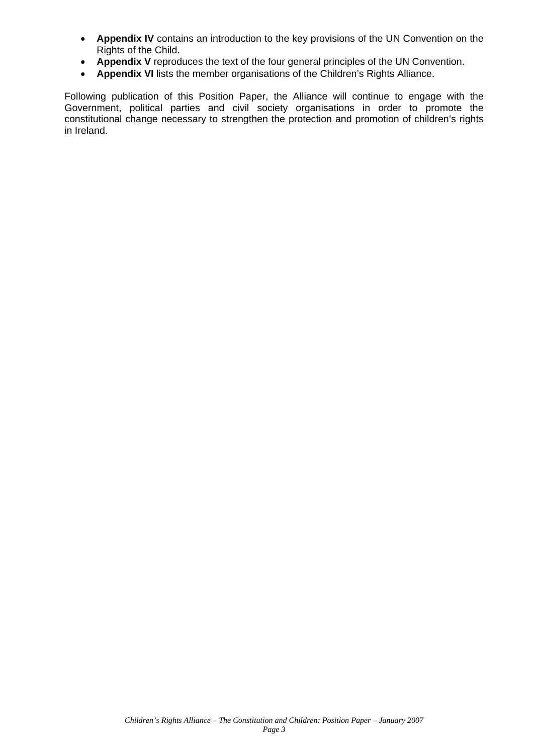- **Appendix IV** contains an introduction to the key provisions of the UN Convention on the Rights of the Child.
- **Appendix V** reproduces the text of the four general principles of the UN Convention.
- **Appendix VI** lists the member organisations of the Children's Rights Alliance.

Following publication of this Position Paper, the Alliance will continue to engage with the Government, political parties and civil society organisations in order to promote the constitutional change necessary to strengthen the protection and promotion of children's rights in Ireland.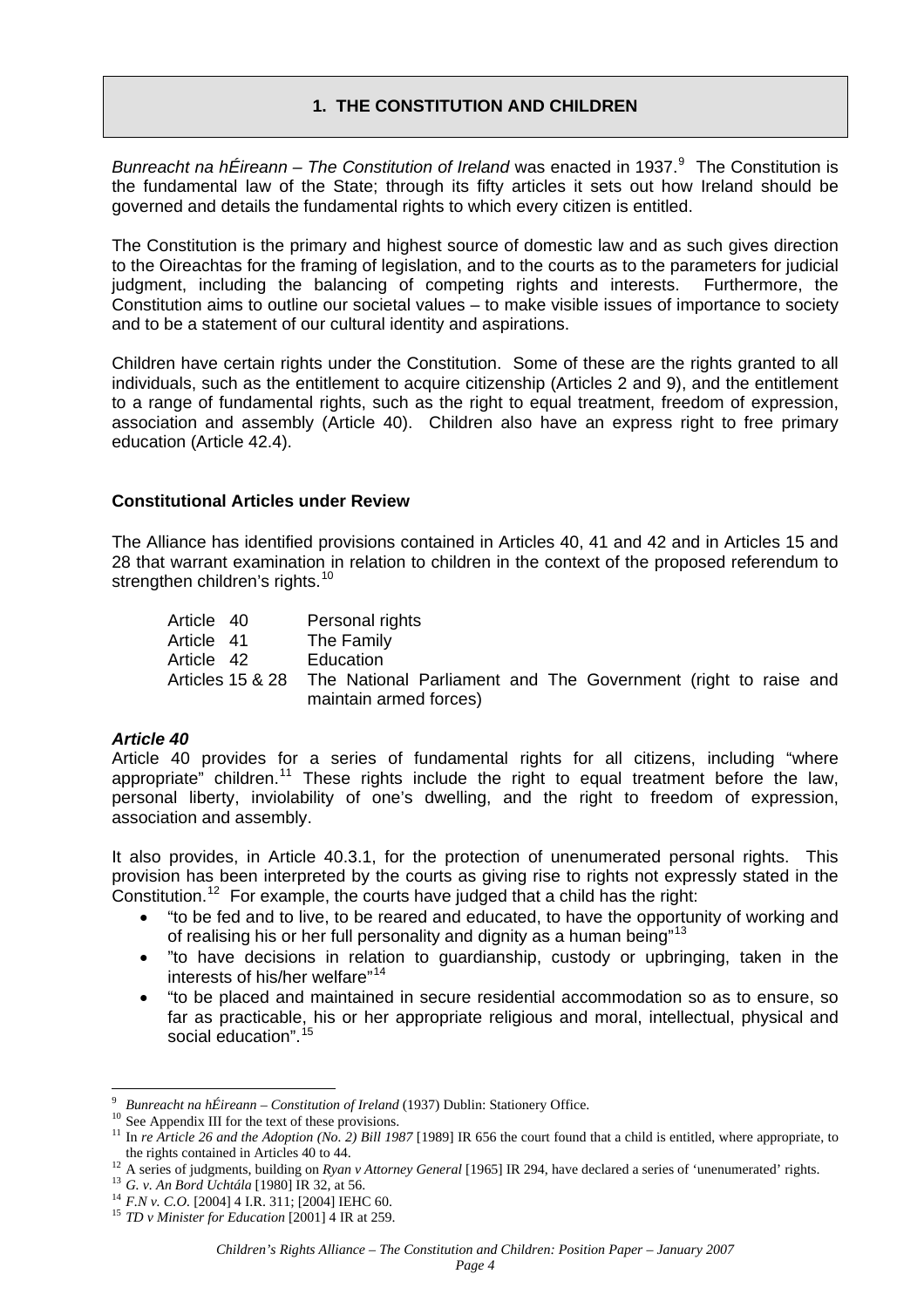## 1. THE CONSTITUTION AND CHILDREN

*Bunreacht na hÉireann – The Constitution of Ireland* was enacted in 1937.[9] The Constitution is the fundamental law of the State; through its fifty articles it sets out how Ireland should be governed and details the fundamental rights to which every citizen is entitled.

The Constitution is the primary and highest source of domestic law and as such gives direction to the Oireachtas for the framing of legislation, and to the courts as to the parameters for judicial judgment, including the balancing of competing rights and interests. Furthermore, the Constitution aims to outline our societal values – to make visible issues of importance to society and to be a statement of our cultural identity and aspirations.

Children have certain rights under the Constitution. Some of these are the rights granted to all individuals, such as the entitlement to acquire citizenship (Articles 2 and 9), and the entitlement to a range of fundamental rights, such as the right to equal treatment, freedom of expression, association and assembly (Article 40). Children also have an express right to free primary education (Article 42.4).

### Constitutional Articles under Review

The Alliance has identified provisions contained in Articles 40, 41 and 42 and in Articles 15 and 28 that warrant examination in relation to children in the context of the proposed referendum to strengthen children's rights.[10]

| | |
|---|---|
| Article 40 | Personal rights |
| Article 41 | The Family |
| Article 42 | Education |
| Articles 15 & 28 | The National Parliament and The Government (right to raise and maintain armed forces) |

#### *Article 40*

Article 40 provides for a series of fundamental rights for all citizens, including "where appropriate" children.[11] These rights include the right to equal treatment before the law, personal liberty, inviolability of one's dwelling, and the right to freedom of expression, association and assembly.

It also provides, in Article 40.3.1, for the protection of unenumerated personal rights. This provision has been interpreted by the courts as giving rise to rights not expressly stated in the Constitution.[12] For example, the courts have judged that a child has the right:

- "to be fed and to live, to be reared and educated, to have the opportunity of working and of realising his or her full personality and dignity as a human being"[13]
- "to have decisions in relation to guardianship, custody or upbringing, taken in the interests of his/her welfare"[14]
- "to be placed and maintained in secure residential accommodation so as to ensure, so far as practicable, his or her appropriate religious and moral, intellectual, physical and social education".[15]

---

[9] *Bunreacht na hÉireann – Constitution of Ireland* (1937) Dublin: Stationery Office.

[10] See Appendix III for the text of these provisions.

[11] In *re Article 26 and the Adoption (No. 2) Bill 1987* [1989] IR 656 the court found that a child is entitled, where appropriate, to the rights contained in Articles 40 to 44.

[12] A series of judgments, building on *Ryan v Attorney General* [1965] IR 294, have declared a series of 'unenumerated' rights.

[13] *G. v. An Bord Uchtála* [1980] IR 32, at 56.

[14] *F.N v. C.O.* [2004] 4 I.R. 311; [2004] IEHC 60.

[15] *TD v Minister for Education* [2001] 4 IR at 259.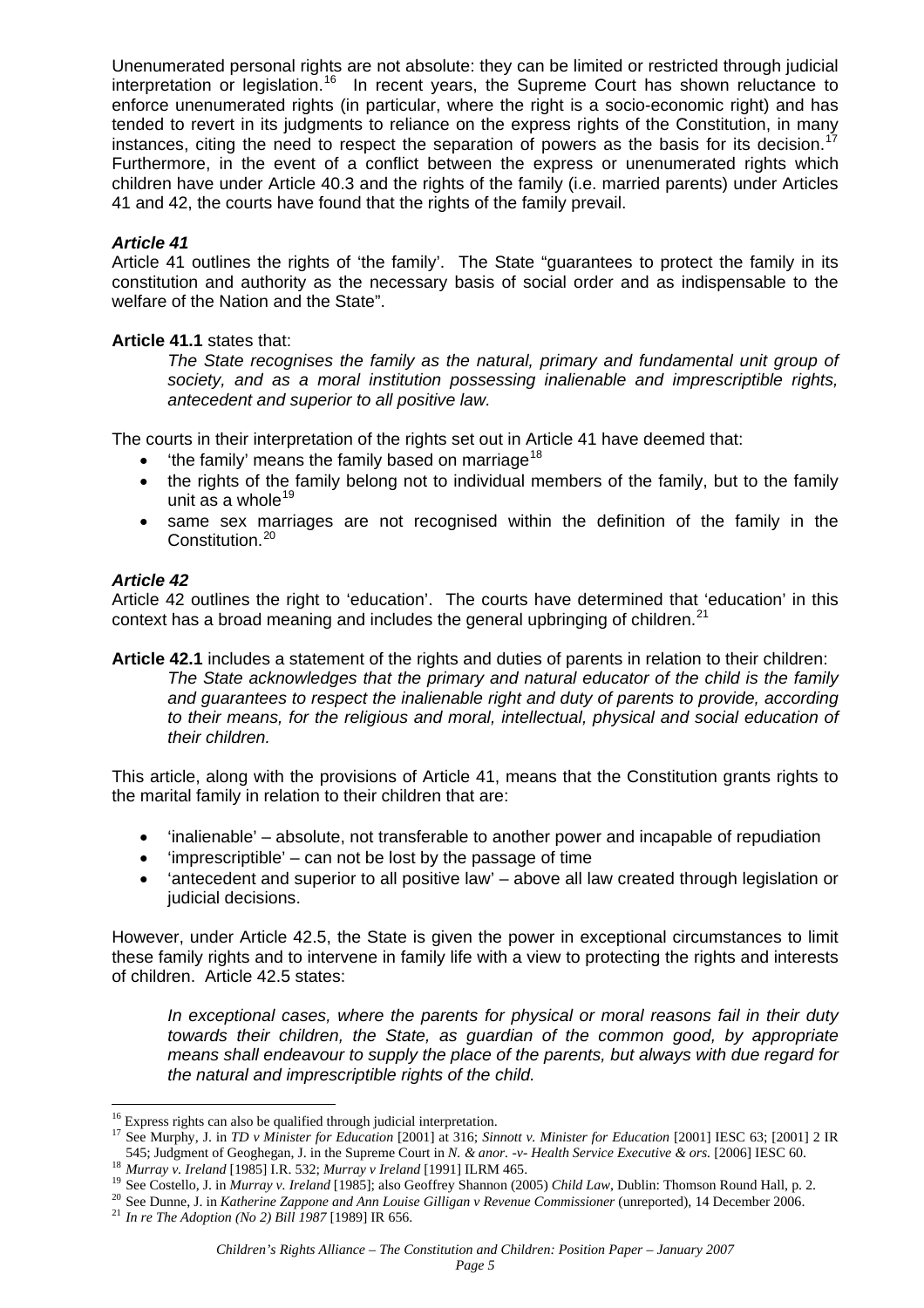Unenumerated personal rights are not absolute: they can be limited or restricted through judicial interpretation or legislation.[16] In recent years, the Supreme Court has shown reluctance to enforce unenumerated rights (in particular, where the right is a socio-economic right) and has tended to revert in its judgments to reliance on the express rights of the Constitution, in many instances, citing the need to respect the separation of powers as the basis for its decision.[17] Furthermore, in the event of a conflict between the express or unenumerated rights which children have under Article 40.3 and the rights of the family (i.e. married parents) under Articles 41 and 42, the courts have found that the rights of the family prevail.

### *Article 41*

Article 41 outlines the rights of 'the family'. The State "guarantees to protect the family in its constitution and authority as the necessary basis of social order and as indispensable to the welfare of the Nation and the State".

**Article 41.1** states that:

> *The State recognises the family as the natural, primary and fundamental unit group of society, and as a moral institution possessing inalienable and imprescriptible rights, antecedent and superior to all positive law.*

The courts in their interpretation of the rights set out in Article 41 have deemed that:

- 'the family' means the family based on marriage[18]
- the rights of the family belong not to individual members of the family, but to the family unit as a whole[19]
- same sex marriages are not recognised within the definition of the family in the Constitution.[20]

### *Article 42*

Article 42 outlines the right to 'education'. The courts have determined that 'education' in this context has a broad meaning and includes the general upbringing of children.[21]

**Article 42.1** includes a statement of the rights and duties of parents in relation to their children:

> *The State acknowledges that the primary and natural educator of the child is the family and guarantees to respect the inalienable right and duty of parents to provide, according to their means, for the religious and moral, intellectual, physical and social education of their children.*

This article, along with the provisions of Article 41, means that the Constitution grants rights to the marital family in relation to their children that are:

- 'inalienable' – absolute, not transferable to another power and incapable of repudiation
- 'imprescriptible' – can not be lost by the passage of time
- 'antecedent and superior to all positive law' – above all law created through legislation or judicial decisions.

However, under Article 42.5, the State is given the power in exceptional circumstances to limit these family rights and to intervene in family life with a view to protecting the rights and interests of children. Article 42.5 states:

> *In exceptional cases, where the parents for physical or moral reasons fail in their duty towards their children, the State, as guardian of the common good, by appropriate means shall endeavour to supply the place of the parents, but always with due regard for the natural and imprescriptible rights of the child.*

---

[16] Express rights can also be qualified through judicial interpretation.

[17] See Murphy, J. in *TD v Minister for Education* [2001] at 316; *Sinnott v. Minister for Education* [2001] IESC 63; [2001] 2 IR 545; Judgment of Geoghegan, J. in the Supreme Court in *N. & anor. -v- Health Service Executive & ors.* [2006] IESC 60.

[18] *Murray v. Ireland* [1985] I.R. 532; *Murray v Ireland* [1991] ILRM 465.

[19] See Costello, J. in *Murray v. Ireland* [1985]; also Geoffrey Shannon (2005) *Child Law*, Dublin: Thomson Round Hall, p. 2.

[20] See Dunne, J. in *Katherine Zappone and Ann Louise Gilligan v Revenue Commissioner* (unreported), 14 December 2006.

[21] *In re The Adoption (No 2) Bill 1987* [1989] IR 656.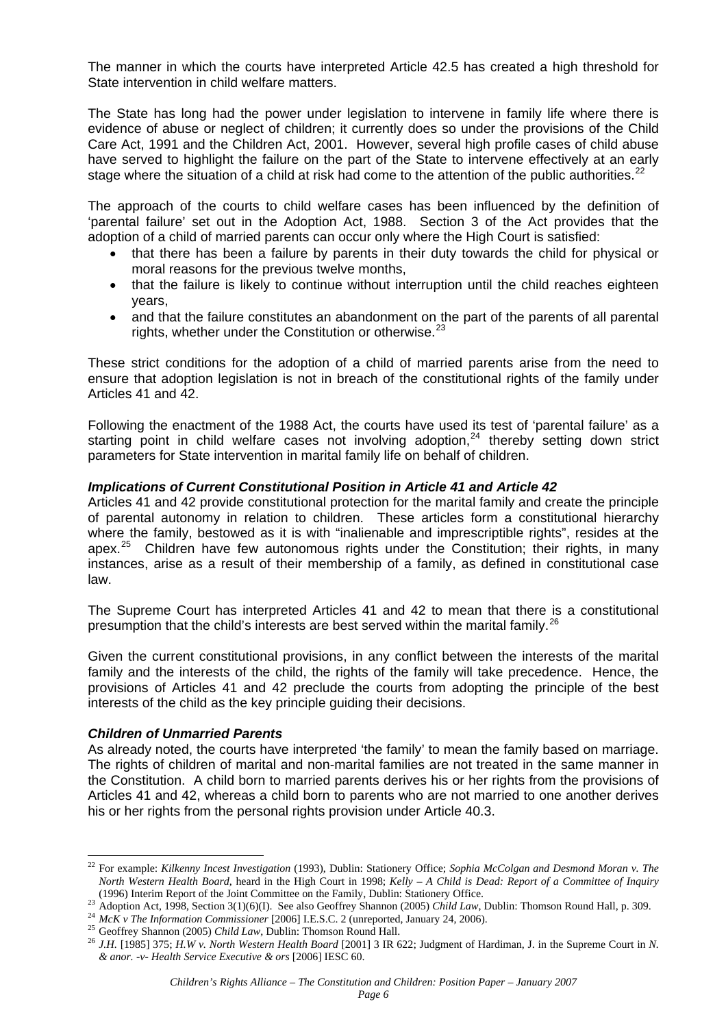The manner in which the courts have interpreted Article 42.5 has created a high threshold for State intervention in child welfare matters.

The State has long had the power under legislation to intervene in family life where there is evidence of abuse or neglect of children; it currently does so under the provisions of the Child Care Act, 1991 and the Children Act, 2001. However, several high profile cases of child abuse have served to highlight the failure on the part of the State to intervene effectively at an early stage where the situation of a child at risk had come to the attention of the public authorities.[22]

The approach of the courts to child welfare cases has been influenced by the definition of 'parental failure' set out in the Adoption Act, 1988. Section 3 of the Act provides that the adoption of a child of married parents can occur only where the High Court is satisfied:

- that there has been a failure by parents in their duty towards the child for physical or moral reasons for the previous twelve months,
- that the failure is likely to continue without interruption until the child reaches eighteen years,
- and that the failure constitutes an abandonment on the part of the parents of all parental rights, whether under the Constitution or otherwise.[23]

These strict conditions for the adoption of a child of married parents arise from the need to ensure that adoption legislation is not in breach of the constitutional rights of the family under Articles 41 and 42.

Following the enactment of the 1988 Act, the courts have used its test of 'parental failure' as a starting point in child welfare cases not involving adoption,[24] thereby setting down strict parameters for State intervention in marital family life on behalf of children.

### *Implications of Current Constitutional Position in Article 41 and Article 42*

Articles 41 and 42 provide constitutional protection for the marital family and create the principle of parental autonomy in relation to children. These articles form a constitutional hierarchy where the family, bestowed as it is with "inalienable and imprescriptible rights", resides at the apex.[25] Children have few autonomous rights under the Constitution; their rights, in many instances, arise as a result of their membership of a family, as defined in constitutional case law.

The Supreme Court has interpreted Articles 41 and 42 to mean that there is a constitutional presumption that the child's interests are best served within the marital family.[26]

Given the current constitutional provisions, in any conflict between the interests of the marital family and the interests of the child, the rights of the family will take precedence. Hence, the provisions of Articles 41 and 42 preclude the courts from adopting the principle of the best interests of the child as the key principle guiding their decisions.

### *Children of Unmarried Parents*

As already noted, the courts have interpreted 'the family' to mean the family based on marriage. The rights of children of marital and non-marital families are not treated in the same manner in the Constitution. A child born to married parents derives his or her rights from the provisions of Articles 41 and 42, whereas a child born to parents who are not married to one another derives his or her rights from the personal rights provision under Article 40.3.

---

[22] For example: *Kilkenny Incest Investigation* (1993), Dublin: Stationery Office; *Sophia McColgan and Desmond Moran v. The North Western Health Board*, heard in the High Court in 1998; *Kelly – A Child is Dead: Report of a Committee of Inquiry* (1996) Interim Report of the Joint Committee on the Family, Dublin: Stationery Office.

[23] Adoption Act, 1998, Section 3(1)(6)(I). See also Geoffrey Shannon (2005) *Child Law*, Dublin: Thomson Round Hall, p. 309.

[24] *McK v The Information Commissioner* [2006] I.E.S.C. 2 (unreported, January 24, 2006).

[25] Geoffrey Shannon (2005) *Child Law*, Dublin: Thomson Round Hall.

[26] *J.H.* [1985] 375; *H.W v. North Western Health Board* [2001] 3 IR 622; Judgment of Hardiman, J. in the Supreme Court in *N. & anor. -v- Health Service Executive & ors* [2006] IESC 60.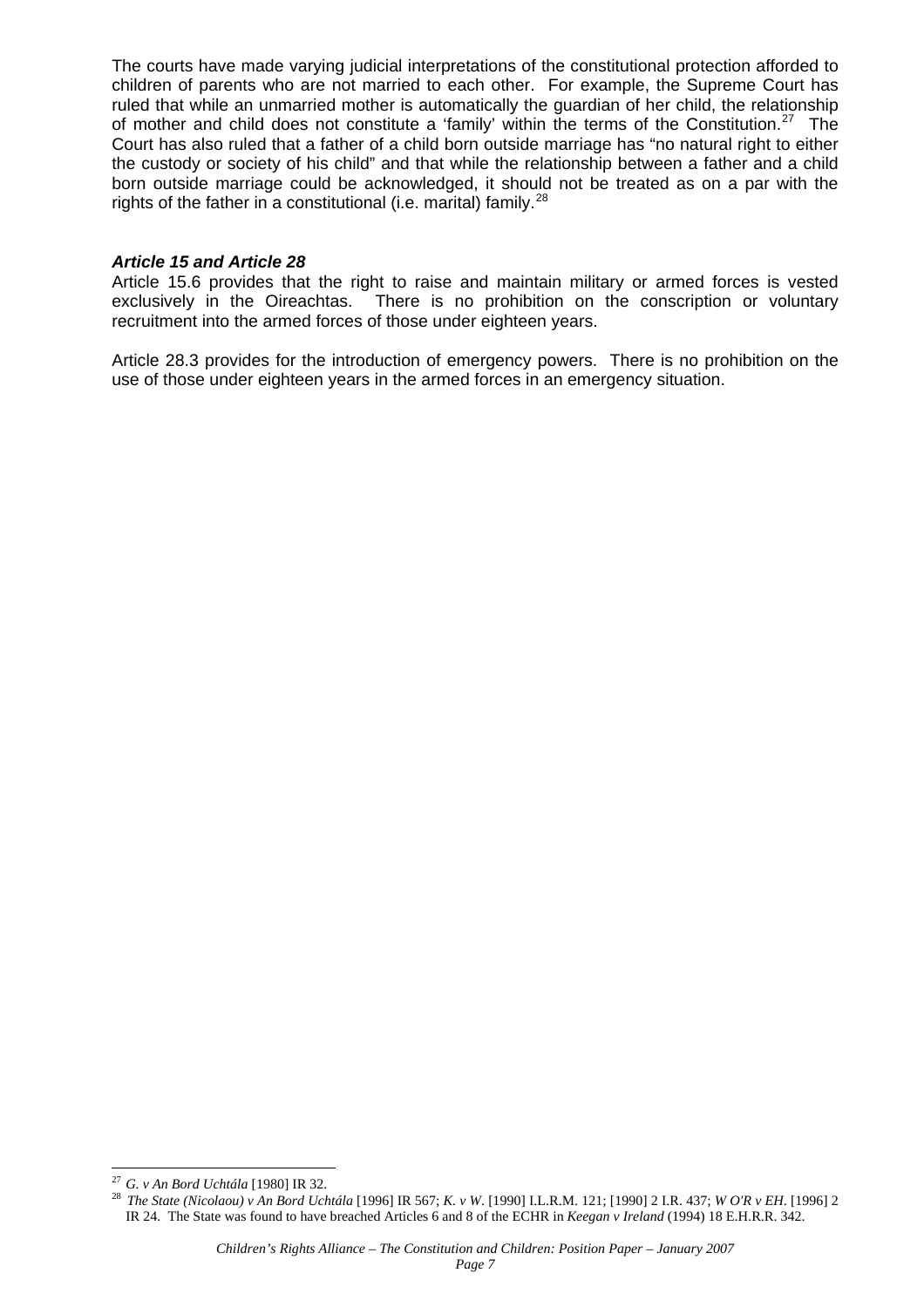The courts have made varying judicial interpretations of the constitutional protection afforded to children of parents who are not married to each other. For example, the Supreme Court has ruled that while an unmarried mother is automatically the guardian of her child, the relationship of mother and child does not constitute a 'family' within the terms of the Constitution.[27] The Court has also ruled that a father of a child born outside marriage has "no natural right to either the custody or society of his child" and that while the relationship between a father and a child born outside marriage could be acknowledged, it should not be treated as on a par with the rights of the father in a constitutional (i.e. marital) family.[28]

### *Article 15 and Article 28*

Article 15.6 provides that the right to raise and maintain military or armed forces is vested exclusively in the Oireachtas. There is no prohibition on the conscription or voluntary recruitment into the armed forces of those under eighteen years.

Article 28.3 provides for the introduction of emergency powers. There is no prohibition on the use of those under eighteen years in the armed forces in an emergency situation.

---

[27] *G. v An Bord Uchtála* [1980] IR 32.

[28] *The State (Nicolaou) v An Bord Uchtála* [1996] IR 567; *K. v W.* [1990] I.L.R.M. 121; [1990] 2 I.R. 437; *W O'R v EH*. [1996] 2 IR 24. The State was found to have breached Articles 6 and 8 of the ECHR in *Keegan v Ireland* (1994) 18 E.H.R.R. 342.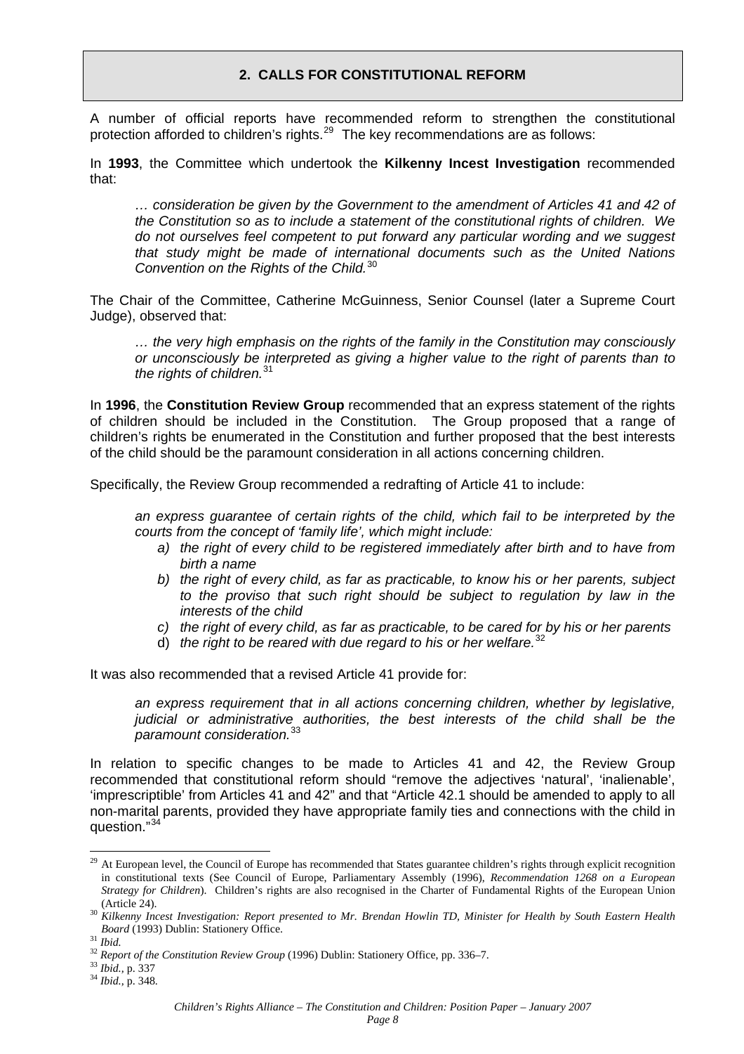## 2. CALLS FOR CONSTITUTIONAL REFORM

A number of official reports have recommended reform to strengthen the constitutional protection afforded to children's rights.[29] The key recommendations are as follows:

In **1993**, the Committee which undertook the **Kilkenny Incest Investigation** recommended that:

> *… consideration be given by the Government to the amendment of Articles 41 and 42 of the Constitution so as to include a statement of the constitutional rights of children. We do not ourselves feel competent to put forward any particular wording and we suggest that study might be made of international documents such as the United Nations Convention on the Rights of the Child.*[30]

The Chair of the Committee, Catherine McGuinness, Senior Counsel (later a Supreme Court Judge), observed that:

> *… the very high emphasis on the rights of the family in the Constitution may consciously or unconsciously be interpreted as giving a higher value to the right of parents than to the rights of children.*[31]

In **1996**, the **Constitution Review Group** recommended that an express statement of the rights of children should be included in the Constitution. The Group proposed that a range of children's rights be enumerated in the Constitution and further proposed that the best interests of the child should be the paramount consideration in all actions concerning children.

Specifically, the Review Group recommended a redrafting of Article 41 to include:

> *an express guarantee of certain rights of the child, which fail to be interpreted by the courts from the concept of 'family life', which might include:*
>
> a) *the right of every child to be registered immediately after birth and to have from birth a name*
> b) *the right of every child, as far as practicable, to know his or her parents, subject to the proviso that such right should be subject to regulation by law in the interests of the child*
> c) *the right of every child, as far as practicable, to be cared for by his or her parents*
> d) *the right to be reared with due regard to his or her welfare.*[32]

It was also recommended that a revised Article 41 provide for:

> *an express requirement that in all actions concerning children, whether by legislative, judicial or administrative authorities, the best interests of the child shall be the paramount consideration.*[33]

In relation to specific changes to be made to Articles 41 and 42, the Review Group recommended that constitutional reform should "remove the adjectives 'natural', 'inalienable', 'imprescriptible' from Articles 41 and 42" and that "Article 42.1 should be amended to apply to all non-marital parents, provided they have appropriate family ties and connections with the child in question."[34]

---

[29] At European level, the Council of Europe has recommended that States guarantee children's rights through explicit recognition in constitutional texts (See Council of Europe, Parliamentary Assembly (1996), *Recommendation 1268 on a European Strategy for Children*). Children's rights are also recognised in the Charter of Fundamental Rights of the European Union (Article 24).

[30] *Kilkenny Incest Investigation: Report presented to Mr. Brendan Howlin TD, Minister for Health by South Eastern Health Board* (1993) Dublin: Stationery Office.

[31] *Ibid.*

[32] *Report of the Constitution Review Group* (1996) Dublin: Stationery Office, pp. 336–7.

[33] *Ibid.*, p. 337

[34] *Ibid.*, p. 348.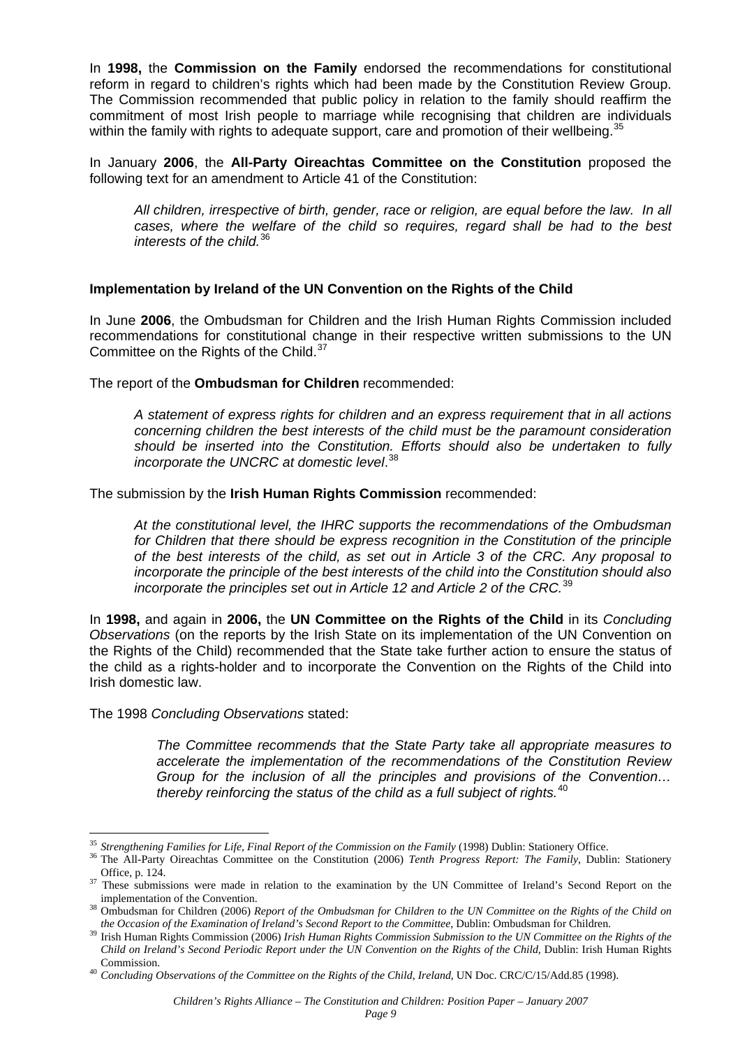In **1998,** the **Commission on the Family** endorsed the recommendations for constitutional reform in regard to children's rights which had been made by the Constitution Review Group. The Commission recommended that public policy in relation to the family should reaffirm the commitment of most Irish people to marriage while recognising that children are individuals within the family with rights to adequate support, care and promotion of their wellbeing.[35]

In January **2006**, the **All-Party Oireachtas Committee on the Constitution** proposed the following text for an amendment to Article 41 of the Constitution:

> *All children, irrespective of birth, gender, race or religion, are equal before the law. In all cases, where the welfare of the child so requires, regard shall be had to the best interests of the child.*[36]

**Implementation by Ireland of the UN Convention on the Rights of the Child**

In June **2006**, the Ombudsman for Children and the Irish Human Rights Commission included recommendations for constitutional change in their respective written submissions to the UN Committee on the Rights of the Child.[37]

The report of the **Ombudsman for Children** recommended:

> *A statement of express rights for children and an express requirement that in all actions concerning children the best interests of the child must be the paramount consideration should be inserted into the Constitution. Efforts should also be undertaken to fully incorporate the UNCRC at domestic level*.[38]

The submission by the **Irish Human Rights Commission** recommended:

> *At the constitutional level, the IHRC supports the recommendations of the Ombudsman for Children that there should be express recognition in the Constitution of the principle of the best interests of the child, as set out in Article 3 of the CRC. Any proposal to incorporate the principle of the best interests of the child into the Constitution should also incorporate the principles set out in Article 12 and Article 2 of the CRC.*[39]

In **1998,** and again in **2006,** the **UN Committee on the Rights of the Child** in its *Concluding Observations* (on the reports by the Irish State on its implementation of the UN Convention on the Rights of the Child) recommended that the State take further action to ensure the status of the child as a rights-holder and to incorporate the Convention on the Rights of the Child into Irish domestic law.

The 1998 *Concluding Observations* stated:

> *The Committee recommends that the State Party take all appropriate measures to accelerate the implementation of the recommendations of the Constitution Review Group for the inclusion of all the principles and provisions of the Convention… thereby reinforcing the status of the child as a full subject of rights.*[40]

---

[35] *Strengthening Families for Life, Final Report of the Commission on the Family* (1998) Dublin: Stationery Office.

[36] The All-Party Oireachtas Committee on the Constitution (2006) *Tenth Progress Report: The Family,* Dublin: Stationery Office, p. 124.

[37] These submissions were made in relation to the examination by the UN Committee of Ireland's Second Report on the implementation of the Convention.

[38] Ombudsman for Children (2006) *Report of the Ombudsman for Children to the UN Committee on the Rights of the Child on the Occasion of the Examination of Ireland's Second Report to the Committee*, Dublin: Ombudsman for Children.

[39] Irish Human Rights Commission (2006) *Irish Human Rights Commission Submission to the UN Committee on the Rights of the Child on Ireland's Second Periodic Report under the UN Convention on the Rights of the Child,* Dublin: Irish Human Rights Commission.

[40] *Concluding Observations of the Committee on the Rights of the Child, Ireland,* UN Doc. CRC/C/15/Add.85 (1998).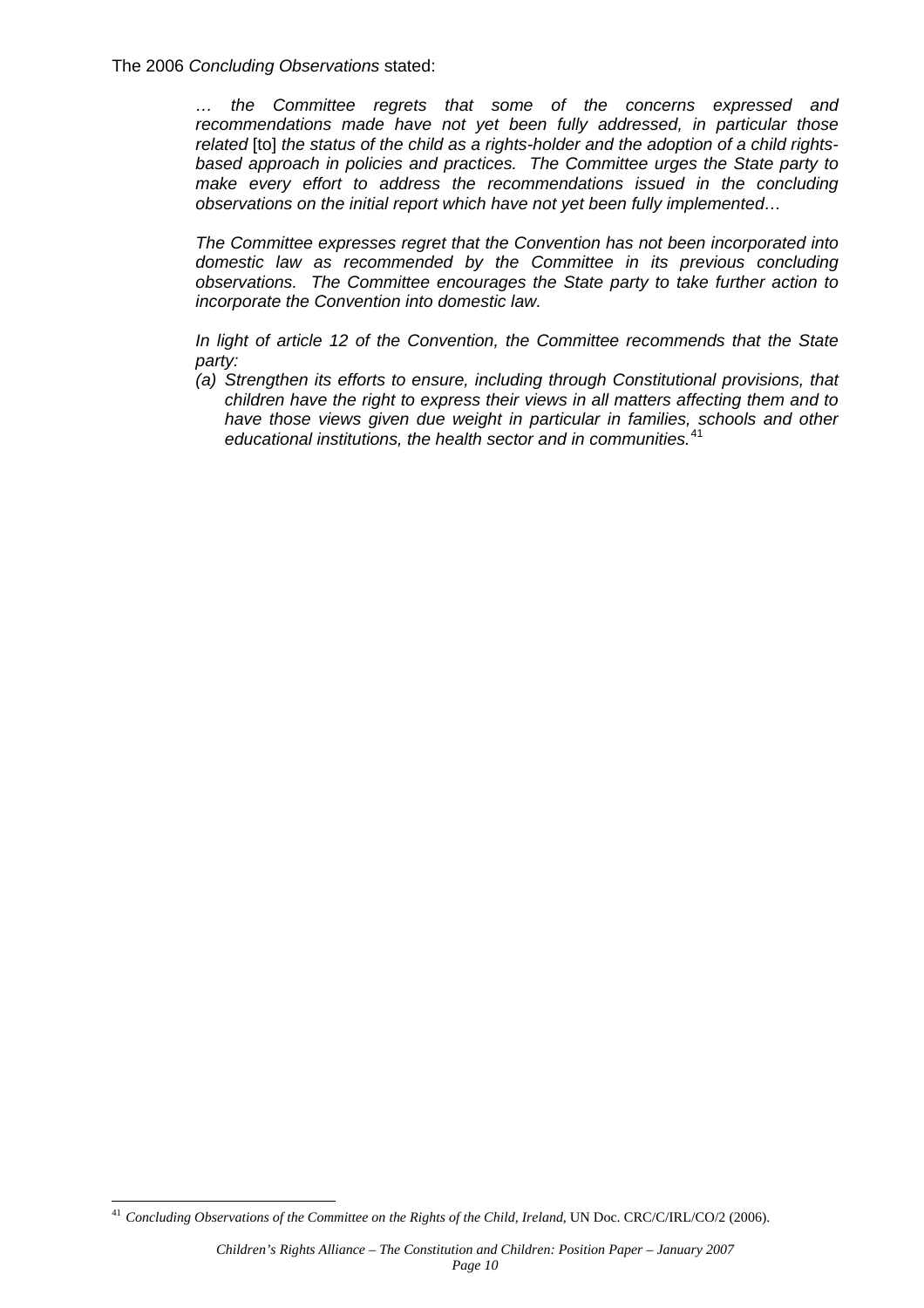The 2006 *Concluding Observations* stated:

> *… the Committee regrets that some of the concerns expressed and recommendations made have not yet been fully addressed, in particular those related* [to] *the status of the child as a rights-holder and the adoption of a child rights-based approach in policies and practices. The Committee urges the State party to make every effort to address the recommendations issued in the concluding observations on the initial report which have not yet been fully implemented…*
>
> *The Committee expresses regret that the Convention has not been incorporated into domestic law as recommended by the Committee in its previous concluding observations. The Committee encourages the State party to take further action to incorporate the Convention into domestic law.*
>
> *In light of article 12 of the Convention, the Committee recommends that the State party:*
>
> *(a) Strengthen its efforts to ensure, including through Constitutional provisions, that children have the right to express their views in all matters affecting them and to have those views given due weight in particular in families, schools and other educational institutions, the health sector and in communities.*[41]

---

[41] *Concluding Observations of the Committee on the Rights of the Child, Ireland*, UN Doc. CRC/C/IRL/CO/2 (2006).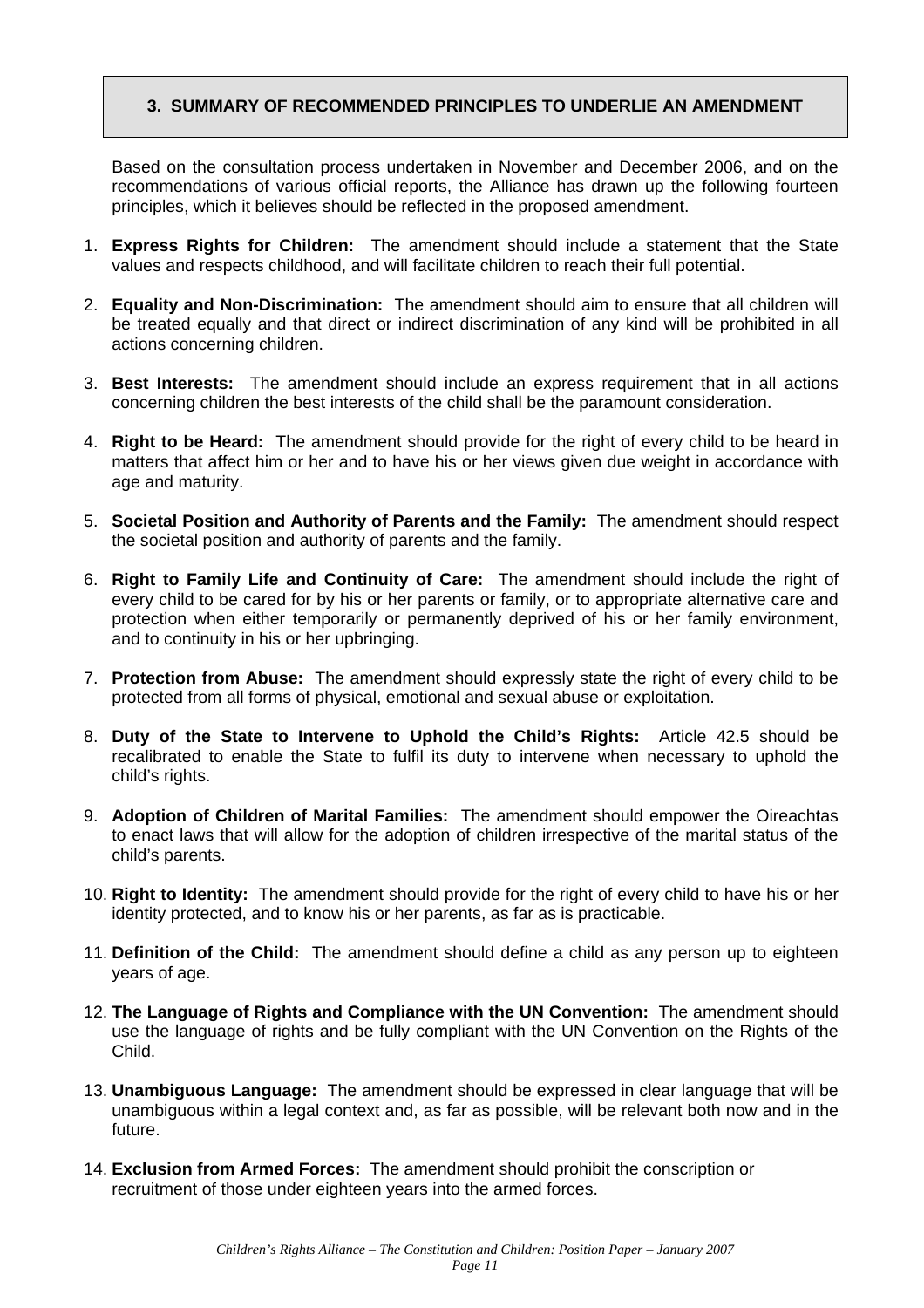## 3. SUMMARY OF RECOMMENDED PRINCIPLES TO UNDERLIE AN AMENDMENT

Based on the consultation process undertaken in November and December 2006, and on the recommendations of various official reports, the Alliance has drawn up the following fourteen principles, which it believes should be reflected in the proposed amendment.

1. **Express Rights for Children:** The amendment should include a statement that the State values and respects childhood, and will facilitate children to reach their full potential.

2. **Equality and Non-Discrimination:** The amendment should aim to ensure that all children will be treated equally and that direct or indirect discrimination of any kind will be prohibited in all actions concerning children.

3. **Best Interests:** The amendment should include an express requirement that in all actions concerning children the best interests of the child shall be the paramount consideration.

4. **Right to be Heard:** The amendment should provide for the right of every child to be heard in matters that affect him or her and to have his or her views given due weight in accordance with age and maturity.

5. **Societal Position and Authority of Parents and the Family:** The amendment should respect the societal position and authority of parents and the family.

6. **Right to Family Life and Continuity of Care:** The amendment should include the right of every child to be cared for by his or her parents or family, or to appropriate alternative care and protection when either temporarily or permanently deprived of his or her family environment, and to continuity in his or her upbringing.

7. **Protection from Abuse:** The amendment should expressly state the right of every child to be protected from all forms of physical, emotional and sexual abuse or exploitation.

8. **Duty of the State to Intervene to Uphold the Child's Rights:** Article 42.5 should be recalibrated to enable the State to fulfil its duty to intervene when necessary to uphold the child's rights.

9. **Adoption of Children of Marital Families:** The amendment should empower the Oireachtas to enact laws that will allow for the adoption of children irrespective of the marital status of the child's parents.

10. **Right to Identity:** The amendment should provide for the right of every child to have his or her identity protected, and to know his or her parents, as far as is practicable.

11. **Definition of the Child:** The amendment should define a child as any person up to eighteen years of age.

12. **The Language of Rights and Compliance with the UN Convention:** The amendment should use the language of rights and be fully compliant with the UN Convention on the Rights of the Child.

13. **Unambiguous Language:** The amendment should be expressed in clear language that will be unambiguous within a legal context and, as far as possible, will be relevant both now and in the future.

14. **Exclusion from Armed Forces:** The amendment should prohibit the conscription or recruitment of those under eighteen years into the armed forces.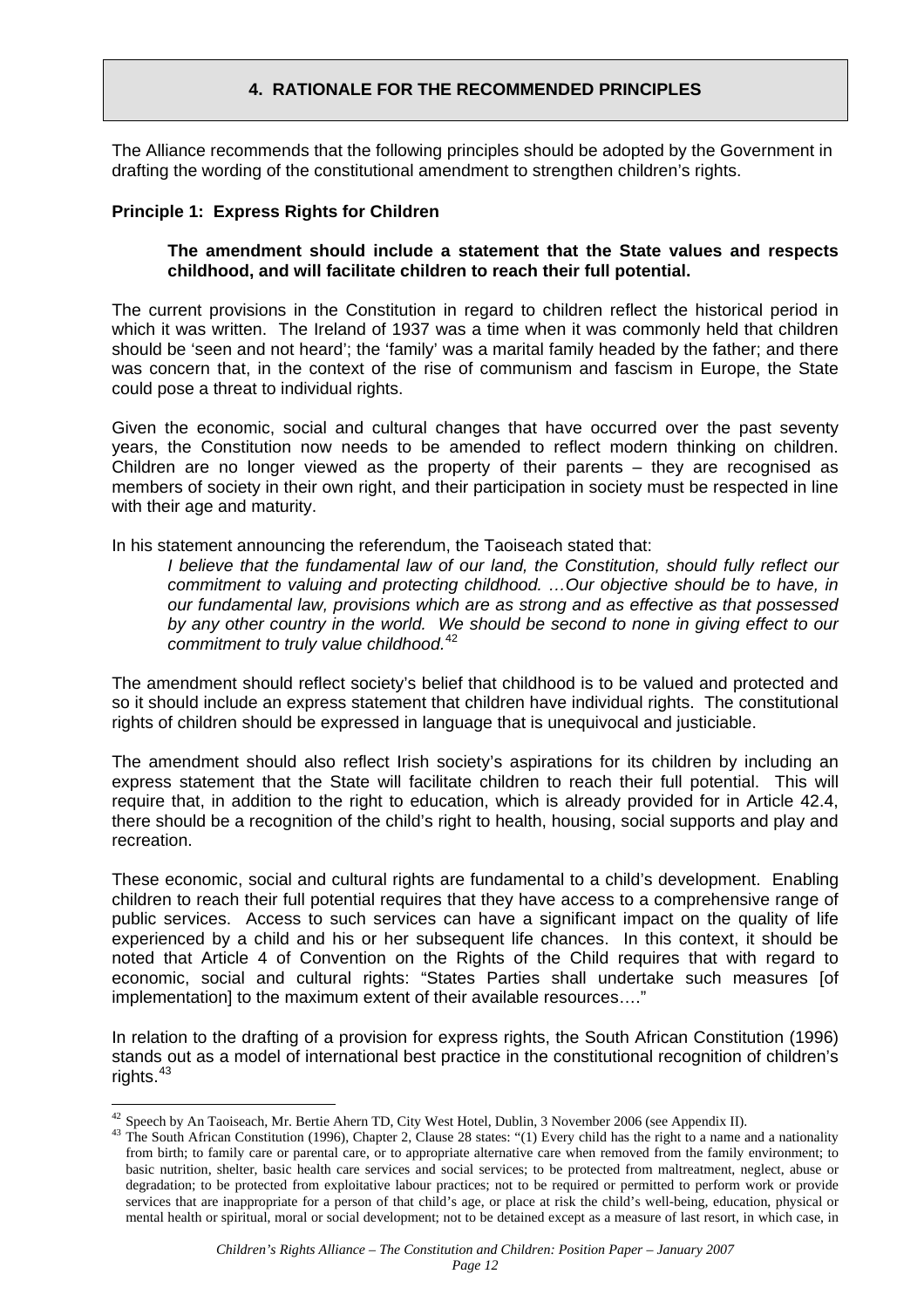## 4. RATIONALE FOR THE RECOMMENDED PRINCIPLES

The Alliance recommends that the following principles should be adopted by the Government in drafting the wording of the constitutional amendment to strengthen children's rights.

### Principle 1: Express Rights for Children

> **The amendment should include a statement that the State values and respects childhood, and will facilitate children to reach their full potential.**

The current provisions in the Constitution in regard to children reflect the historical period in which it was written. The Ireland of 1937 was a time when it was commonly held that children should be 'seen and not heard'; the 'family' was a marital family headed by the father; and there was concern that, in the context of the rise of communism and fascism in Europe, the State could pose a threat to individual rights.

Given the economic, social and cultural changes that have occurred over the past seventy years, the Constitution now needs to be amended to reflect modern thinking on children. Children are no longer viewed as the property of their parents – they are recognised as members of society in their own right, and their participation in society must be respected in line with their age and maturity.

In his statement announcing the referendum, the Taoiseach stated that:

> *I believe that the fundamental law of our land, the Constitution, should fully reflect our commitment to valuing and protecting childhood. …Our objective should be to have, in our fundamental law, provisions which are as strong and as effective as that possessed by any other country in the world. We should be second to none in giving effect to our commitment to truly value childhood.*[42]

The amendment should reflect society's belief that childhood is to be valued and protected and so it should include an express statement that children have individual rights. The constitutional rights of children should be expressed in language that is unequivocal and justiciable.

The amendment should also reflect Irish society's aspirations for its children by including an express statement that the State will facilitate children to reach their full potential. This will require that, in addition to the right to education, which is already provided for in Article 42.4, there should be a recognition of the child's right to health, housing, social supports and play and recreation.

These economic, social and cultural rights are fundamental to a child's development. Enabling children to reach their full potential requires that they have access to a comprehensive range of public services. Access to such services can have a significant impact on the quality of life experienced by a child and his or her subsequent life chances. In this context, it should be noted that Article 4 of Convention on the Rights of the Child requires that with regard to economic, social and cultural rights: "States Parties shall undertake such measures [of implementation] to the maximum extent of their available resources…."

In relation to the drafting of a provision for express rights, the South African Constitution (1996) stands out as a model of international best practice in the constitutional recognition of children's rights.[43]

---

[42] Speech by An Taoiseach, Mr. Bertie Ahern TD, City West Hotel, Dublin, 3 November 2006 (see Appendix II).

[43] The South African Constitution (1996), Chapter 2, Clause 28 states: "(1) Every child has the right to a name and a nationality from birth; to family care or parental care, or to appropriate alternative care when removed from the family environment; to basic nutrition, shelter, basic health care services and social services; to be protected from maltreatment, neglect, abuse or degradation; to be protected from exploitative labour practices; not to be required or permitted to perform work or provide services that are inappropriate for a person of that child's age, or place at risk the child's well-being, education, physical or mental health or spiritual, moral or social development; not to be detained except as a measure of last resort, in which case, in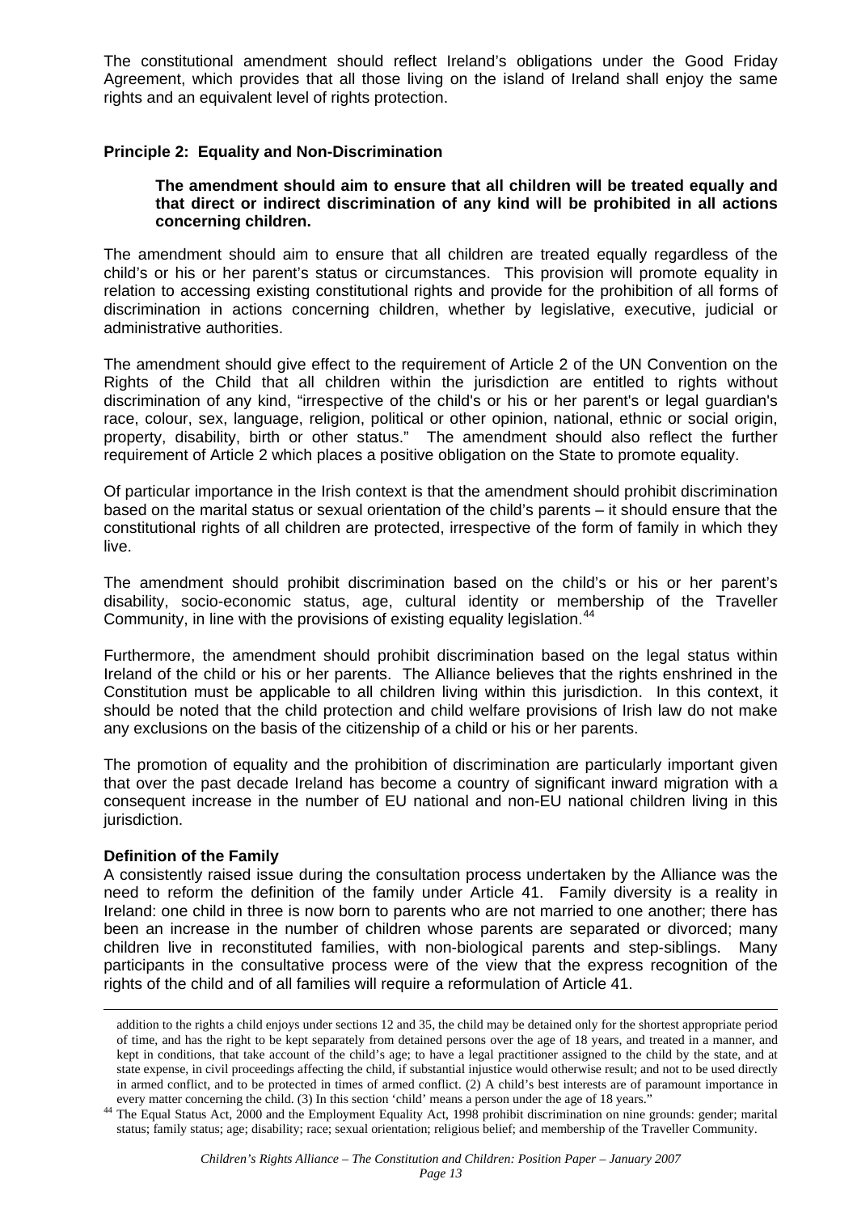The constitutional amendment should reflect Ireland's obligations under the Good Friday Agreement, which provides that all those living on the island of Ireland shall enjoy the same rights and an equivalent level of rights protection.

### Principle 2: Equality and Non-Discrimination

> **The amendment should aim to ensure that all children will be treated equally and that direct or indirect discrimination of any kind will be prohibited in all actions concerning children.**

The amendment should aim to ensure that all children are treated equally regardless of the child's or his or her parent's status or circumstances. This provision will promote equality in relation to accessing existing constitutional rights and provide for the prohibition of all forms of discrimination in actions concerning children, whether by legislative, executive, judicial or administrative authorities.

The amendment should give effect to the requirement of Article 2 of the UN Convention on the Rights of the Child that all children within the jurisdiction are entitled to rights without discrimination of any kind, "irrespective of the child's or his or her parent's or legal guardian's race, colour, sex, language, religion, political or other opinion, national, ethnic or social origin, property, disability, birth or other status." The amendment should also reflect the further requirement of Article 2 which places a positive obligation on the State to promote equality.

Of particular importance in the Irish context is that the amendment should prohibit discrimination based on the marital status or sexual orientation of the child's parents – it should ensure that the constitutional rights of all children are protected, irrespective of the form of family in which they live.

The amendment should prohibit discrimination based on the child's or his or her parent's disability, socio-economic status, age, cultural identity or membership of the Traveller Community, in line with the provisions of existing equality legislation.[44]

Furthermore, the amendment should prohibit discrimination based on the legal status within Ireland of the child or his or her parents. The Alliance believes that the rights enshrined in the Constitution must be applicable to all children living within this jurisdiction. In this context, it should be noted that the child protection and child welfare provisions of Irish law do not make any exclusions on the basis of the citizenship of a child or his or her parents.

The promotion of equality and the prohibition of discrimination are particularly important given that over the past decade Ireland has become a country of significant inward migration with a consequent increase in the number of EU national and non-EU national children living in this jurisdiction.

### Definition of the Family

A consistently raised issue during the consultation process undertaken by the Alliance was the need to reform the definition of the family under Article 41. Family diversity is a reality in Ireland: one child in three is now born to parents who are not married to one another; there has been an increase in the number of children whose parents are separated or divorced; many children live in reconstituted families, with non-biological parents and step-siblings. Many participants in the consultative process were of the view that the express recognition of the rights of the child and of all families will require a reformulation of Article 41.

---

addition to the rights a child enjoys under sections 12 and 35, the child may be detained only for the shortest appropriate period of time, and has the right to be kept separately from detained persons over the age of 18 years, and treated in a manner, and kept in conditions, that take account of the child's age; to have a legal practitioner assigned to the child by the state, and at state expense, in civil proceedings affecting the child, if substantial injustice would otherwise result; and not to be used directly in armed conflict, and to be protected in times of armed conflict. (2) A child's best interests are of paramount importance in every matter concerning the child. (3) In this section 'child' means a person under the age of 18 years."

[44] The Equal Status Act, 2000 and the Employment Equality Act, 1998 prohibit discrimination on nine grounds: gender; marital status; family status; age; disability; race; sexual orientation; religious belief; and membership of the Traveller Community.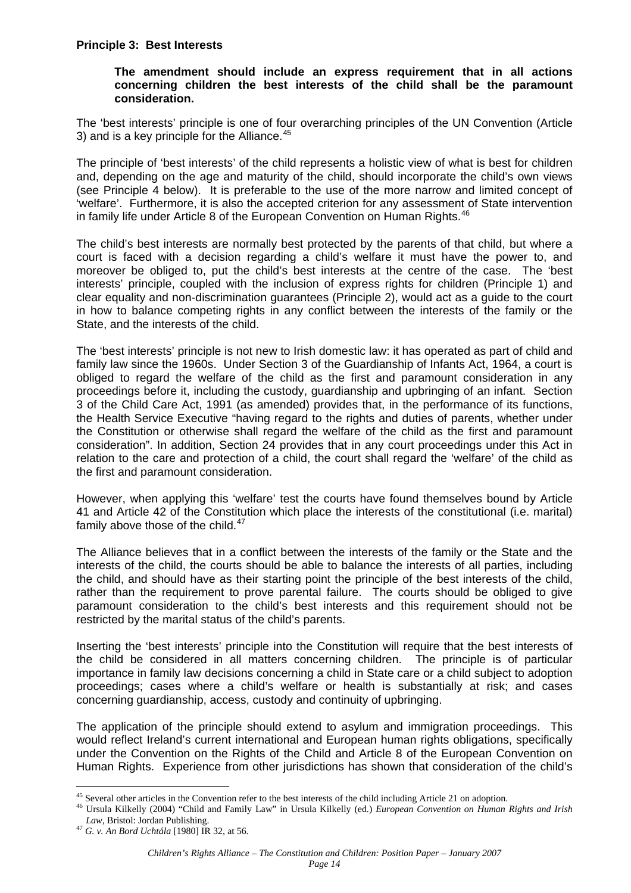**Principle 3: Best Interests**

> **The amendment should include an express requirement that in all actions concerning children the best interests of the child shall be the paramount consideration.**

The 'best interests' principle is one of four overarching principles of the UN Convention (Article 3) and is a key principle for the Alliance.[45]

The principle of 'best interests' of the child represents a holistic view of what is best for children and, depending on the age and maturity of the child, should incorporate the child's own views (see Principle 4 below). It is preferable to the use of the more narrow and limited concept of 'welfare'. Furthermore, it is also the accepted criterion for any assessment of State intervention in family life under Article 8 of the European Convention on Human Rights.[46]

The child's best interests are normally best protected by the parents of that child, but where a court is faced with a decision regarding a child's welfare it must have the power to, and moreover be obliged to, put the child's best interests at the centre of the case. The 'best interests' principle, coupled with the inclusion of express rights for children (Principle 1) and clear equality and non-discrimination guarantees (Principle 2), would act as a guide to the court in how to balance competing rights in any conflict between the interests of the family or the State, and the interests of the child.

The 'best interests' principle is not new to Irish domestic law: it has operated as part of child and family law since the 1960s. Under Section 3 of the Guardianship of Infants Act, 1964, a court is obliged to regard the welfare of the child as the first and paramount consideration in any proceedings before it, including the custody, guardianship and upbringing of an infant. Section 3 of the Child Care Act, 1991 (as amended) provides that, in the performance of its functions, the Health Service Executive "having regard to the rights and duties of parents, whether under the Constitution or otherwise shall regard the welfare of the child as the first and paramount consideration". In addition, Section 24 provides that in any court proceedings under this Act in relation to the care and protection of a child, the court shall regard the 'welfare' of the child as the first and paramount consideration.

However, when applying this 'welfare' test the courts have found themselves bound by Article 41 and Article 42 of the Constitution which place the interests of the constitutional (i.e. marital) family above those of the child.[47]

The Alliance believes that in a conflict between the interests of the family or the State and the interests of the child, the courts should be able to balance the interests of all parties, including the child, and should have as their starting point the principle of the best interests of the child, rather than the requirement to prove parental failure. The courts should be obliged to give paramount consideration to the child's best interests and this requirement should not be restricted by the marital status of the child's parents.

Inserting the 'best interests' principle into the Constitution will require that the best interests of the child be considered in all matters concerning children. The principle is of particular importance in family law decisions concerning a child in State care or a child subject to adoption proceedings; cases where a child's welfare or health is substantially at risk; and cases concerning guardianship, access, custody and continuity of upbringing.

The application of the principle should extend to asylum and immigration proceedings. This would reflect Ireland's current international and European human rights obligations, specifically under the Convention on the Rights of the Child and Article 8 of the European Convention on Human Rights. Experience from other jurisdictions has shown that consideration of the child's

---

[45] Several other articles in the Convention refer to the best interests of the child including Article 21 on adoption.

[46] Ursula Kilkelly (2004) "Child and Family Law" in Ursula Kilkelly (ed.) *European Convention on Human Rights and Irish Law*, Bristol: Jordan Publishing.

[47] *G. v. An Bord Uchtála* [1980] IR 32, at 56.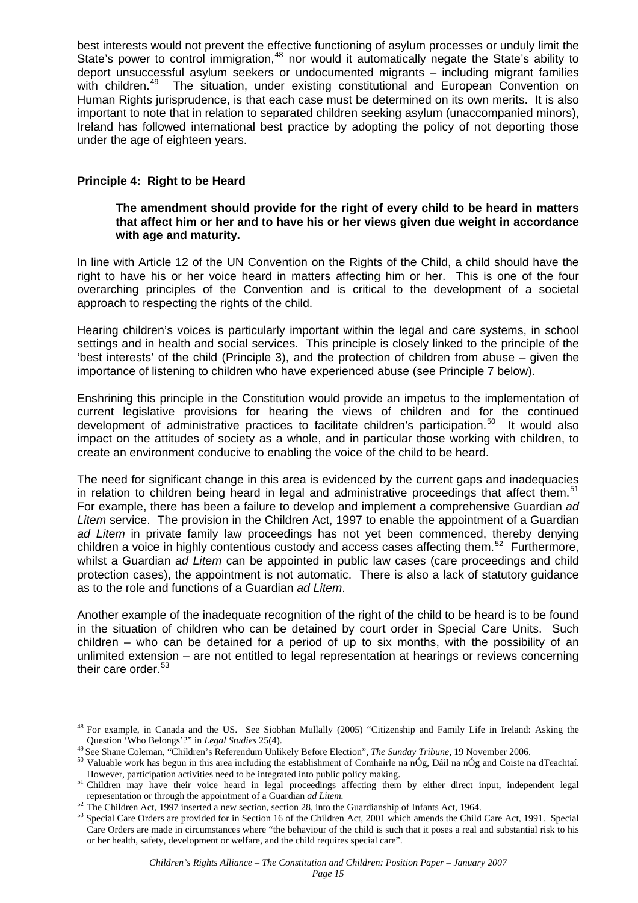best interests would not prevent the effective functioning of asylum processes or unduly limit the State's power to control immigration,[48] nor would it automatically negate the State's ability to deport unsuccessful asylum seekers or undocumented migrants – including migrant families with children.[49] The situation, under existing constitutional and European Convention on Human Rights jurisprudence, is that each case must be determined on its own merits. It is also important to note that in relation to separated children seeking asylum (unaccompanied minors), Ireland has followed international best practice by adopting the policy of not deporting those under the age of eighteen years.

**Principle 4: Right to be Heard**

> **The amendment should provide for the right of every child to be heard in matters that affect him or her and to have his or her views given due weight in accordance with age and maturity.**

In line with Article 12 of the UN Convention on the Rights of the Child, a child should have the right to have his or her voice heard in matters affecting him or her. This is one of the four overarching principles of the Convention and is critical to the development of a societal approach to respecting the rights of the child.

Hearing children's voices is particularly important within the legal and care systems, in school settings and in health and social services. This principle is closely linked to the principle of the 'best interests' of the child (Principle 3), and the protection of children from abuse – given the importance of listening to children who have experienced abuse (see Principle 7 below).

Enshrining this principle in the Constitution would provide an impetus to the implementation of current legislative provisions for hearing the views of children and for the continued development of administrative practices to facilitate children's participation.[50] It would also impact on the attitudes of society as a whole, and in particular those working with children, to create an environment conducive to enabling the voice of the child to be heard.

The need for significant change in this area is evidenced by the current gaps and inadequacies in relation to children being heard in legal and administrative proceedings that affect them.[51] For example, there has been a failure to develop and implement a comprehensive Guardian *ad Litem* service. The provision in the Children Act, 1997 to enable the appointment of a Guardian *ad Litem* in private family law proceedings has not yet been commenced, thereby denying children a voice in highly contentious custody and access cases affecting them.[52] Furthermore, whilst a Guardian *ad Litem* can be appointed in public law cases (care proceedings and child protection cases), the appointment is not automatic. There is also a lack of statutory guidance as to the role and functions of a Guardian *ad Litem*.

Another example of the inadequate recognition of the right of the child to be heard is to be found in the situation of children who can be detained by court order in Special Care Units. Such children – who can be detained for a period of up to six months, with the possibility of an unlimited extension – are not entitled to legal representation at hearings or reviews concerning their care order.[53]

---

[48] For example, in Canada and the US. See Siobhan Mullally (2005) "Citizenship and Family Life in Ireland: Asking the Question 'Who Belongs'?" in *Legal Studies* 25(4).

[49] See Shane Coleman, "Children's Referendum Unlikely Before Election", *The Sunday Tribune*, 19 November 2006.

[50] Valuable work has begun in this area including the establishment of Comhairle na nÓg, Dáil na nÓg and Coiste na dTeachtaí. However, participation activities need to be integrated into public policy making.

[51] Children may have their voice heard in legal proceedings affecting them by either direct input, independent legal representation or through the appointment of a Guardian *ad Litem.*

[52] The Children Act, 1997 inserted a new section, section 28, into the Guardianship of Infants Act, 1964.

[53] Special Care Orders are provided for in Section 16 of the Children Act, 2001 which amends the Child Care Act, 1991. Special Care Orders are made in circumstances where "the behaviour of the child is such that it poses a real and substantial risk to his or her health, safety, development or welfare, and the child requires special care".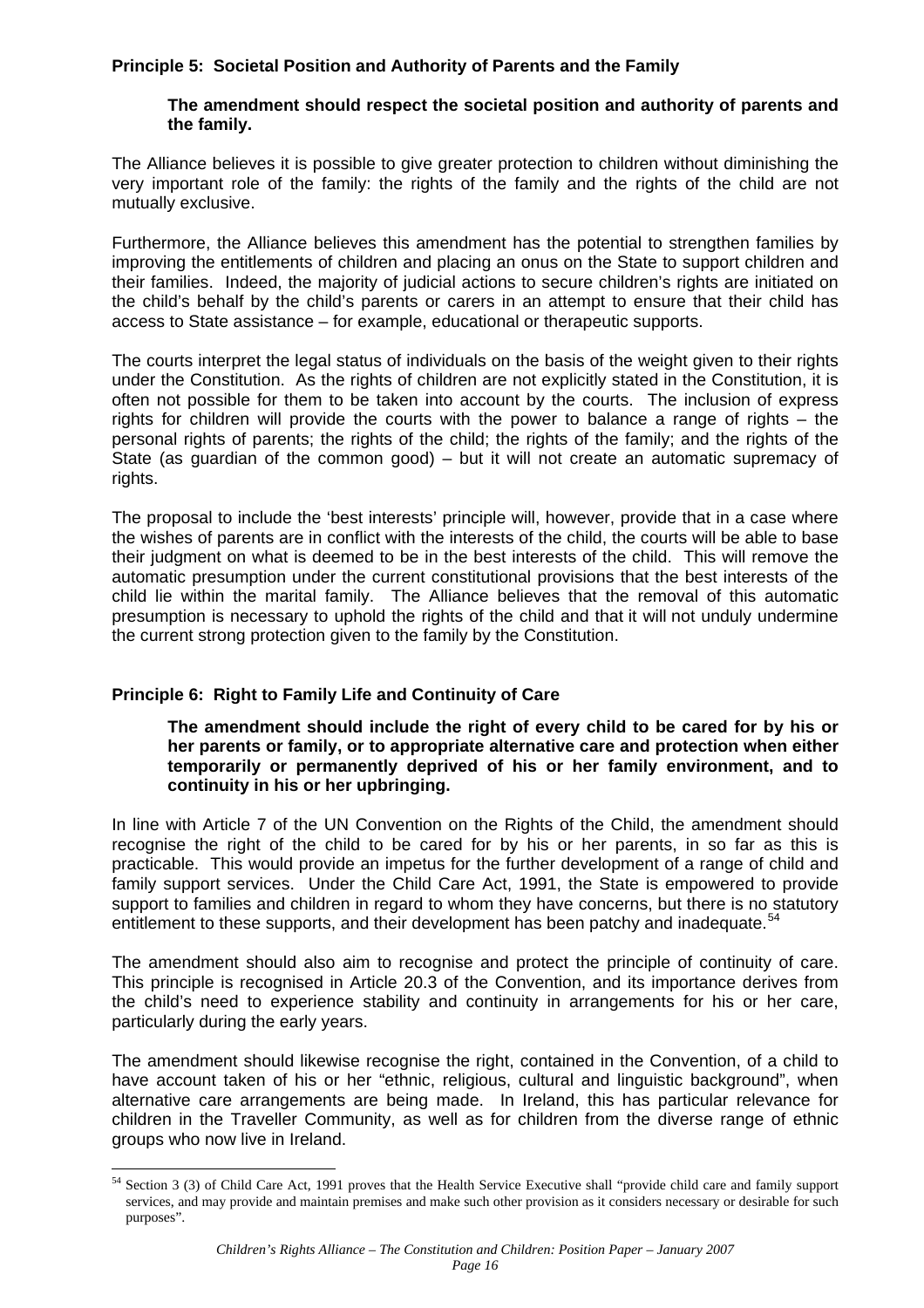**Principle 5: Societal Position and Authority of Parents and the Family**

> **The amendment should respect the societal position and authority of parents and the family.**

The Alliance believes it is possible to give greater protection to children without diminishing the very important role of the family: the rights of the family and the rights of the child are not mutually exclusive.

Furthermore, the Alliance believes this amendment has the potential to strengthen families by improving the entitlements of children and placing an onus on the State to support children and their families. Indeed, the majority of judicial actions to secure children's rights are initiated on the child's behalf by the child's parents or carers in an attempt to ensure that their child has access to State assistance – for example, educational or therapeutic supports.

The courts interpret the legal status of individuals on the basis of the weight given to their rights under the Constitution. As the rights of children are not explicitly stated in the Constitution, it is often not possible for them to be taken into account by the courts. The inclusion of express rights for children will provide the courts with the power to balance a range of rights – the personal rights of parents; the rights of the child; the rights of the family; and the rights of the State (as guardian of the common good) – but it will not create an automatic supremacy of rights.

The proposal to include the 'best interests' principle will, however, provide that in a case where the wishes of parents are in conflict with the interests of the child, the courts will be able to base their judgment on what is deemed to be in the best interests of the child. This will remove the automatic presumption under the current constitutional provisions that the best interests of the child lie within the marital family. The Alliance believes that the removal of this automatic presumption is necessary to uphold the rights of the child and that it will not unduly undermine the current strong protection given to the family by the Constitution.

**Principle 6: Right to Family Life and Continuity of Care**

> **The amendment should include the right of every child to be cared for by his or her parents or family, or to appropriate alternative care and protection when either temporarily or permanently deprived of his or her family environment, and to continuity in his or her upbringing.**

In line with Article 7 of the UN Convention on the Rights of the Child, the amendment should recognise the right of the child to be cared for by his or her parents, in so far as this is practicable. This would provide an impetus for the further development of a range of child and family support services. Under the Child Care Act, 1991, the State is empowered to provide support to families and children in regard to whom they have concerns, but there is no statutory entitlement to these supports, and their development has been patchy and inadequate.[54]

The amendment should also aim to recognise and protect the principle of continuity of care. This principle is recognised in Article 20.3 of the Convention, and its importance derives from the child's need to experience stability and continuity in arrangements for his or her care, particularly during the early years.

The amendment should likewise recognise the right, contained in the Convention, of a child to have account taken of his or her "ethnic, religious, cultural and linguistic background", when alternative care arrangements are being made. In Ireland, this has particular relevance for children in the Traveller Community, as well as for children from the diverse range of ethnic groups who now live in Ireland.

---

[54] Section 3 (3) of Child Care Act, 1991 proves that the Health Service Executive shall "provide child care and family support services, and may provide and maintain premises and make such other provision as it considers necessary or desirable for such purposes".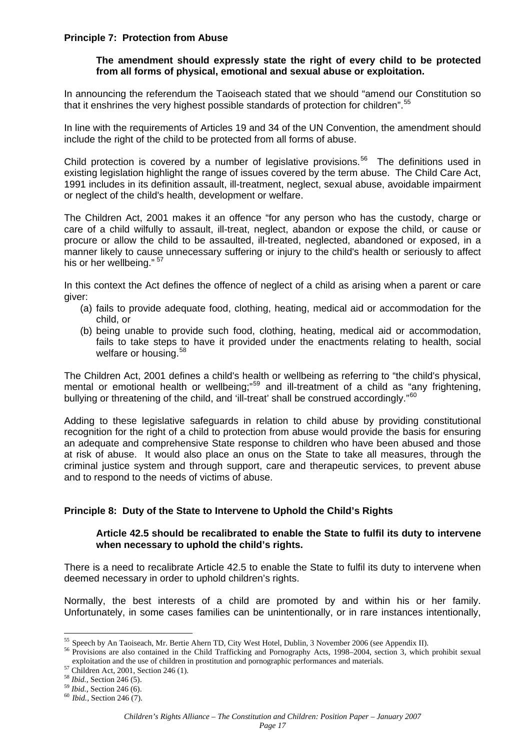### Principle 7: Protection from Abuse

> **The amendment should expressly state the right of every child to be protected from all forms of physical, emotional and sexual abuse or exploitation.**

In announcing the referendum the Taoiseach stated that we should "amend our Constitution so that it enshrines the very highest possible standards of protection for children".[55]

In line with the requirements of Articles 19 and 34 of the UN Convention, the amendment should include the right of the child to be protected from all forms of abuse.

Child protection is covered by a number of legislative provisions.[56] The definitions used in existing legislation highlight the range of issues covered by the term abuse. The Child Care Act, 1991 includes in its definition assault, ill-treatment, neglect, sexual abuse, avoidable impairment or neglect of the child's health, development or welfare.

The Children Act, 2001 makes it an offence "for any person who has the custody, charge or care of a child wilfully to assault, ill-treat, neglect, abandon or expose the child, or cause or procure or allow the child to be assaulted, ill-treated, neglected, abandoned or exposed, in a manner likely to cause unnecessary suffering or injury to the child's health or seriously to affect his or her wellbeing." [57]

In this context the Act defines the offence of neglect of a child as arising when a parent or care giver:

(a) fails to provide adequate food, clothing, heating, medical aid or accommodation for the child, or
(b) being unable to provide such food, clothing, heating, medical aid or accommodation, fails to take steps to have it provided under the enactments relating to health, social welfare or housing.[58]

The Children Act, 2001 defines a child's health or wellbeing as referring to "the child's physical, mental or emotional health or wellbeing;"[59] and ill-treatment of a child as "any frightening, bullying or threatening of the child, and 'ill-treat' shall be construed accordingly."[60]

Adding to these legislative safeguards in relation to child abuse by providing constitutional recognition for the right of a child to protection from abuse would provide the basis for ensuring an adequate and comprehensive State response to children who have been abused and those at risk of abuse. It would also place an onus on the State to take all measures, through the criminal justice system and through support, care and therapeutic services, to prevent abuse and to respond to the needs of victims of abuse.

### Principle 8: Duty of the State to Intervene to Uphold the Child's Rights

> **Article 42.5 should be recalibrated to enable the State to fulfil its duty to intervene when necessary to uphold the child's rights.**

There is a need to recalibrate Article 42.5 to enable the State to fulfil its duty to intervene when deemed necessary in order to uphold children's rights.

Normally, the best interests of a child are promoted by and within his or her family. Unfortunately, in some cases families can be unintentionally, or in rare instances intentionally,

---

[55] Speech by An Taoiseach, Mr. Bertie Ahern TD, City West Hotel, Dublin, 3 November 2006 (see Appendix II).

[56] Provisions are also contained in the Child Trafficking and Pornography Acts, 1998–2004, section 3, which prohibit sexual exploitation and the use of children in prostitution and pornographic performances and materials.

[57] Children Act, 2001, Section 246 (1).

[58] *Ibid.,* Section 246 (5).

[59] *Ibid.,* Section 246 (6).

[60] *Ibid.,* Section 246 (7).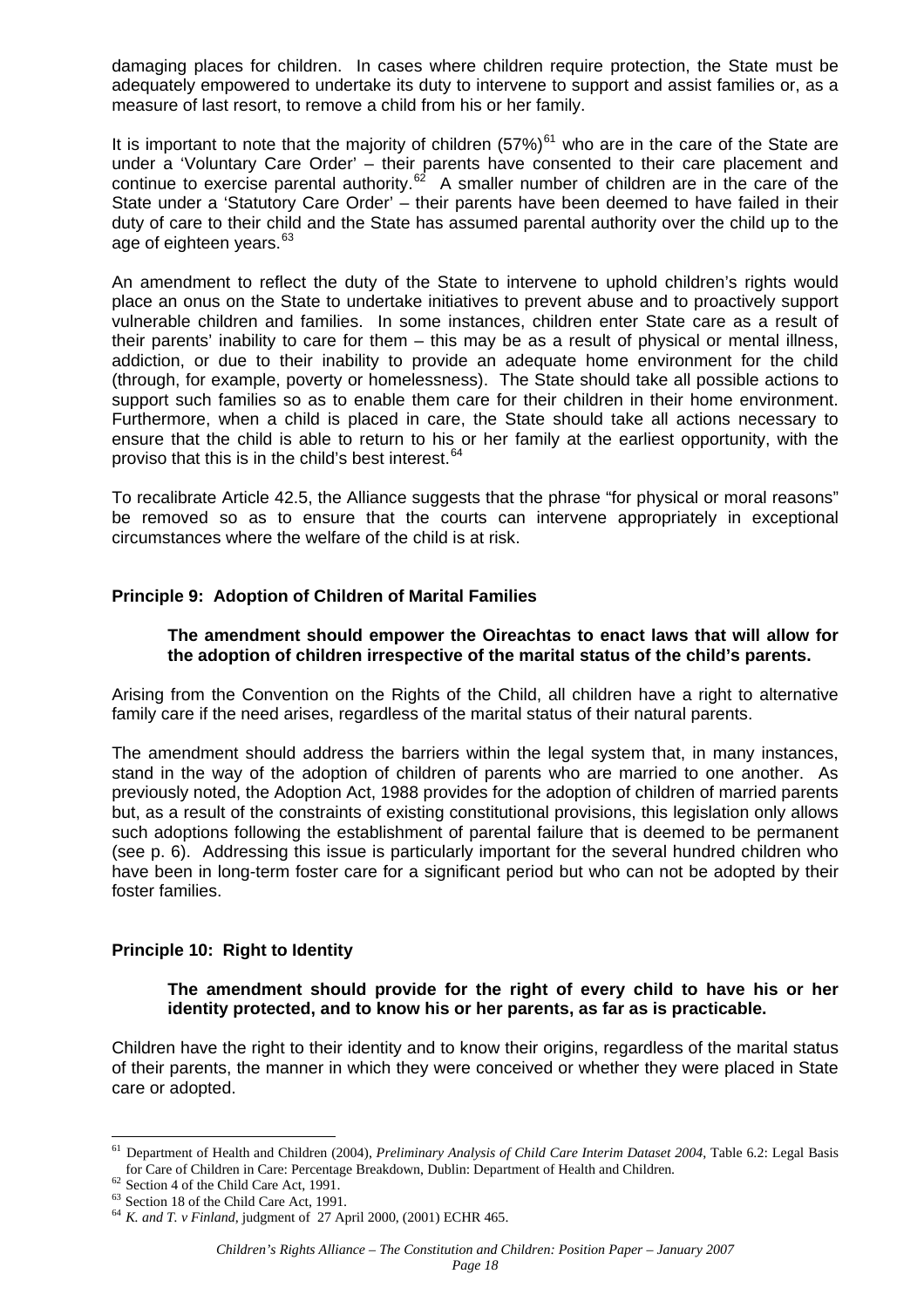damaging places for children. In cases where children require protection, the State must be adequately empowered to undertake its duty to intervene to support and assist families or, as a measure of last resort, to remove a child from his or her family.

It is important to note that the majority of children (57%)[61] who are in the care of the State are under a 'Voluntary Care Order' – their parents have consented to their care placement and continue to exercise parental authority.[62] A smaller number of children are in the care of the State under a 'Statutory Care Order' – their parents have been deemed to have failed in their duty of care to their child and the State has assumed parental authority over the child up to the age of eighteen years.[63]

An amendment to reflect the duty of the State to intervene to uphold children's rights would place an onus on the State to undertake initiatives to prevent abuse and to proactively support vulnerable children and families. In some instances, children enter State care as a result of their parents' inability to care for them – this may be as a result of physical or mental illness, addiction, or due to their inability to provide an adequate home environment for the child (through, for example, poverty or homelessness). The State should take all possible actions to support such families so as to enable them care for their children in their home environment. Furthermore, when a child is placed in care, the State should take all actions necessary to ensure that the child is able to return to his or her family at the earliest opportunity, with the proviso that this is in the child's best interest.[64]

To recalibrate Article 42.5, the Alliance suggests that the phrase "for physical or moral reasons" be removed so as to ensure that the courts can intervene appropriately in exceptional circumstances where the welfare of the child is at risk.

### Principle 9: Adoption of Children of Marital Families

> **The amendment should empower the Oireachtas to enact laws that will allow for the adoption of children irrespective of the marital status of the child's parents.**

Arising from the Convention on the Rights of the Child, all children have a right to alternative family care if the need arises, regardless of the marital status of their natural parents.

The amendment should address the barriers within the legal system that, in many instances, stand in the way of the adoption of children of parents who are married to one another. As previously noted, the Adoption Act, 1988 provides for the adoption of children of married parents but, as a result of the constraints of existing constitutional provisions, this legislation only allows such adoptions following the establishment of parental failure that is deemed to be permanent (see p. 6). Addressing this issue is particularly important for the several hundred children who have been in long-term foster care for a significant period but who can not be adopted by their foster families.

### Principle 10: Right to Identity

> **The amendment should provide for the right of every child to have his or her identity protected, and to know his or her parents, as far as is practicable.**

Children have the right to their identity and to know their origins, regardless of the marital status of their parents, the manner in which they were conceived or whether they were placed in State care or adopted.

---

[61] Department of Health and Children (2004), *Preliminary Analysis of Child Care Interim Dataset 2004*, Table 6.2: Legal Basis for Care of Children in Care: Percentage Breakdown, Dublin: Department of Health and Children.

[62] Section 4 of the Child Care Act, 1991.

[63] Section 18 of the Child Care Act, 1991.

[64] *K. and T. v Finland*, judgment of 27 April 2000, (2001) ECHR 465.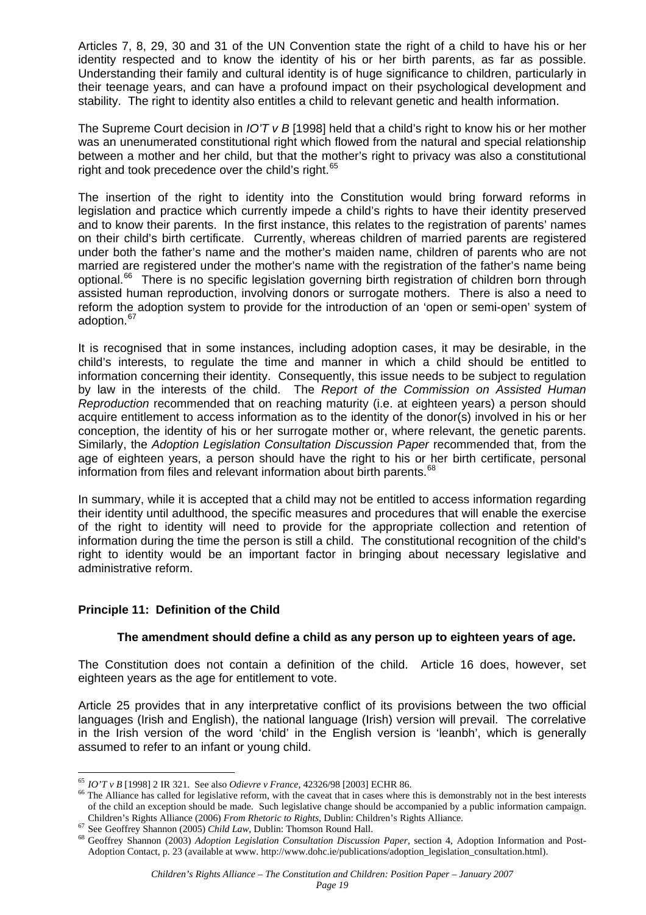Articles 7, 8, 29, 30 and 31 of the UN Convention state the right of a child to have his or her identity respected and to know the identity of his or her birth parents, as far as possible. Understanding their family and cultural identity is of huge significance to children, particularly in their teenage years, and can have a profound impact on their psychological development and stability. The right to identity also entitles a child to relevant genetic and health information.

The Supreme Court decision in *IO'T v B* [1998] held that a child's right to know his or her mother was an unenumerated constitutional right which flowed from the natural and special relationship between a mother and her child, but that the mother's right to privacy was also a constitutional right and took precedence over the child's right.[65]

The insertion of the right to identity into the Constitution would bring forward reforms in legislation and practice which currently impede a child's rights to have their identity preserved and to know their parents. In the first instance, this relates to the registration of parents' names on their child's birth certificate. Currently, whereas children of married parents are registered under both the father's name and the mother's maiden name, children of parents who are not married are registered under the mother's name with the registration of the father's name being optional.[66] There is no specific legislation governing birth registration of children born through assisted human reproduction, involving donors or surrogate mothers. There is also a need to reform the adoption system to provide for the introduction of an 'open or semi-open' system of adoption.[67]

It is recognised that in some instances, including adoption cases, it may be desirable, in the child's interests, to regulate the time and manner in which a child should be entitled to information concerning their identity. Consequently, this issue needs to be subject to regulation by law in the interests of the child. The *Report of the Commission on Assisted Human Reproduction* recommended that on reaching maturity (i.e. at eighteen years) a person should acquire entitlement to access information as to the identity of the donor(s) involved in his or her conception, the identity of his or her surrogate mother or, where relevant, the genetic parents. Similarly, the *Adoption Legislation Consultation Discussion Paper* recommended that, from the age of eighteen years, a person should have the right to his or her birth certificate, personal information from files and relevant information about birth parents.[68]

In summary, while it is accepted that a child may not be entitled to access information regarding their identity until adulthood, the specific measures and procedures that will enable the exercise of the right to identity will need to provide for the appropriate collection and retention of information during the time the person is still a child. The constitutional recognition of the child's right to identity would be an important factor in bringing about necessary legislative and administrative reform.

### Principle 11: Definition of the Child

**The amendment should define a child as any person up to eighteen years of age.**

The Constitution does not contain a definition of the child. Article 16 does, however, set eighteen years as the age for entitlement to vote.

Article 25 provides that in any interpretative conflict of its provisions between the two official languages (Irish and English), the national language (Irish) version will prevail. The correlative in the Irish version of the word 'child' in the English version is 'leanbh', which is generally assumed to refer to an infant or young child.

---

[65] *IO'T v B* [1998] 2 IR 321. See also *Odievre v France*, 42326/98 [2003] ECHR 86.

[66] The Alliance has called for legislative reform, with the caveat that in cases where this is demonstrably not in the best interests of the child an exception should be made. Such legislative change should be accompanied by a public information campaign. Children's Rights Alliance (2006) *From Rhetoric to Rights*, Dublin: Children's Rights Alliance.

[67] See Geoffrey Shannon (2005) *Child Law*, Dublin: Thomson Round Hall.

[68] Geoffrey Shannon (2003) *Adoption Legislation Consultation Discussion Paper*, section 4, Adoption Information and Post-Adoption Contact, p. 23 (available at www. http://www.dohc.ie/publications/adoption_legislation_consultation.html).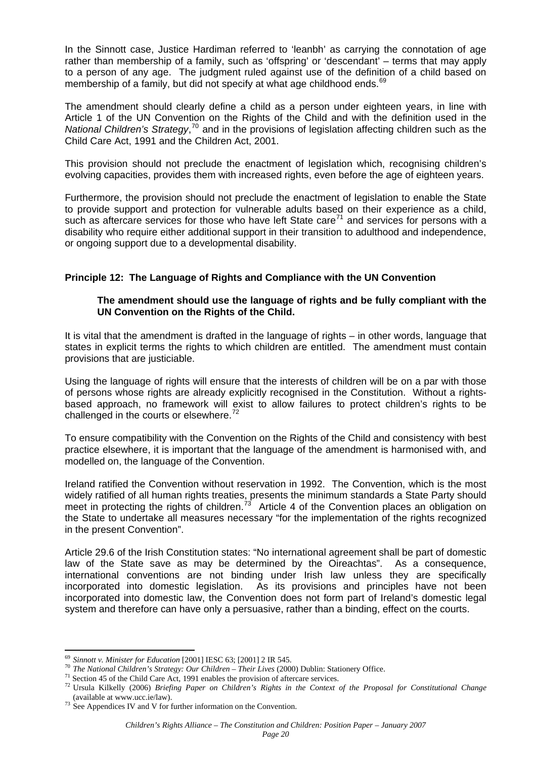In the Sinnott case, Justice Hardiman referred to 'leanbh' as carrying the connotation of age rather than membership of a family, such as 'offspring' or 'descendant' – terms that may apply to a person of any age. The judgment ruled against use of the definition of a child based on membership of a family, but did not specify at what age childhood ends.[69]

The amendment should clearly define a child as a person under eighteen years, in line with Article 1 of the UN Convention on the Rights of the Child and with the definition used in the *National Children's Strategy*,[70] and in the provisions of legislation affecting children such as the Child Care Act, 1991 and the Children Act, 2001.

This provision should not preclude the enactment of legislation which, recognising children's evolving capacities, provides them with increased rights, even before the age of eighteen years.

Furthermore, the provision should not preclude the enactment of legislation to enable the State to provide support and protection for vulnerable adults based on their experience as a child, such as aftercare services for those who have left State care[71] and services for persons with a disability who require either additional support in their transition to adulthood and independence, or ongoing support due to a developmental disability.

### Principle 12: The Language of Rights and Compliance with the UN Convention

> **The amendment should use the language of rights and be fully compliant with the UN Convention on the Rights of the Child.**

It is vital that the amendment is drafted in the language of rights – in other words, language that states in explicit terms the rights to which children are entitled. The amendment must contain provisions that are justiciable.

Using the language of rights will ensure that the interests of children will be on a par with those of persons whose rights are already explicitly recognised in the Constitution. Without a rights-based approach, no framework will exist to allow failures to protect children's rights to be challenged in the courts or elsewhere.[72]

To ensure compatibility with the Convention on the Rights of the Child and consistency with best practice elsewhere, it is important that the language of the amendment is harmonised with, and modelled on, the language of the Convention.

Ireland ratified the Convention without reservation in 1992. The Convention, which is the most widely ratified of all human rights treaties, presents the minimum standards a State Party should meet in protecting the rights of children.[73] Article 4 of the Convention places an obligation on the State to undertake all measures necessary "for the implementation of the rights recognized in the present Convention".

Article 29.6 of the Irish Constitution states: "No international agreement shall be part of domestic law of the State save as may be determined by the Oireachtas". As a consequence, international conventions are not binding under Irish law unless they are specifically incorporated into domestic legislation. As its provisions and principles have not been incorporated into domestic law, the Convention does not form part of Ireland's domestic legal system and therefore can have only a persuasive, rather than a binding, effect on the courts.

---

[69] *Sinnott v. Minister for Education* [2001] IESC 63; [2001] 2 IR 545.

[70] *The National Children's Strategy: Our Children – Their Lives* (2000) Dublin: Stationery Office.

[71] Section 45 of the Child Care Act, 1991 enables the provision of aftercare services.

[72] Ursula Kilkelly (2006) *Briefing Paper on Children's Rights in the Context of the Proposal for Constitutional Change* (available at www.ucc.ie/law).

[73] See Appendices IV and V for further information on the Convention.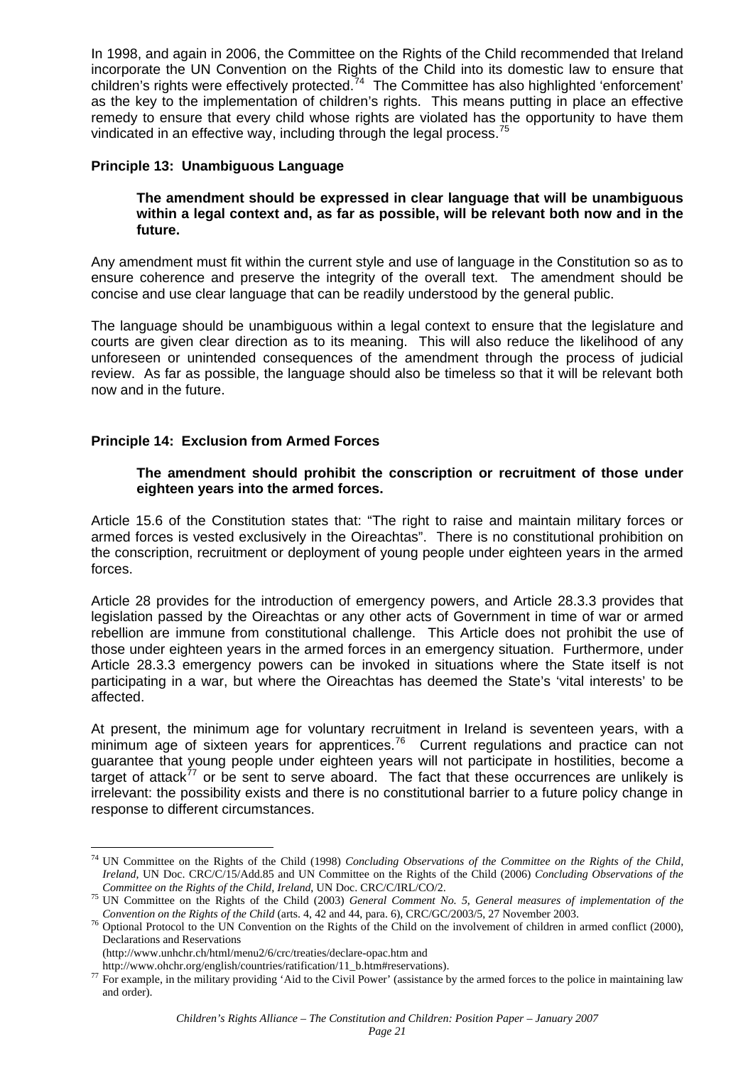In 1998, and again in 2006, the Committee on the Rights of the Child recommended that Ireland incorporate the UN Convention on the Rights of the Child into its domestic law to ensure that children's rights were effectively protected.[74] The Committee has also highlighted 'enforcement' as the key to the implementation of children's rights. This means putting in place an effective remedy to ensure that every child whose rights are violated has the opportunity to have them vindicated in an effective way, including through the legal process.[75]

### Principle 13: Unambiguous Language

> **The amendment should be expressed in clear language that will be unambiguous within a legal context and, as far as possible, will be relevant both now and in the future.**

Any amendment must fit within the current style and use of language in the Constitution so as to ensure coherence and preserve the integrity of the overall text. The amendment should be concise and use clear language that can be readily understood by the general public.

The language should be unambiguous within a legal context to ensure that the legislature and courts are given clear direction as to its meaning. This will also reduce the likelihood of any unforeseen or unintended consequences of the amendment through the process of judicial review. As far as possible, the language should also be timeless so that it will be relevant both now and in the future.

### Principle 14: Exclusion from Armed Forces

> **The amendment should prohibit the conscription or recruitment of those under eighteen years into the armed forces.**

Article 15.6 of the Constitution states that: "The right to raise and maintain military forces or armed forces is vested exclusively in the Oireachtas". There is no constitutional prohibition on the conscription, recruitment or deployment of young people under eighteen years in the armed forces.

Article 28 provides for the introduction of emergency powers, and Article 28.3.3 provides that legislation passed by the Oireachtas or any other acts of Government in time of war or armed rebellion are immune from constitutional challenge. This Article does not prohibit the use of those under eighteen years in the armed forces in an emergency situation. Furthermore, under Article 28.3.3 emergency powers can be invoked in situations where the State itself is not participating in a war, but where the Oireachtas has deemed the State's 'vital interests' to be affected.

At present, the minimum age for voluntary recruitment in Ireland is seventeen years, with a minimum age of sixteen years for apprentices.[76] Current regulations and practice can not guarantee that young people under eighteen years will not participate in hostilities, become a target of attack[77] or be sent to serve aboard. The fact that these occurrences are unlikely is irrelevant: the possibility exists and there is no constitutional barrier to a future policy change in response to different circumstances.

---

[74] UN Committee on the Rights of the Child (1998) *Concluding Observations of the Committee on the Rights of the Child, Ireland*, UN Doc. CRC/C/15/Add.85 and UN Committee on the Rights of the Child (2006) *Concluding Observations of the Committee on the Rights of the Child, Ireland*, UN Doc. CRC/C/IRL/CO/2.

[75] UN Committee on the Rights of the Child (2003) *General Comment No. 5, General measures of implementation of the Convention on the Rights of the Child* (arts. 4, 42 and 44, para. 6), CRC/GC/2003/5, 27 November 2003.

[76] Optional Protocol to the UN Convention on the Rights of the Child on the involvement of children in armed conflict (2000), Declarations and Reservations (http://www.unhchr.ch/html/menu2/6/crc/treaties/declare-opac.htm and http://www.ohchr.org/english/countries/ratification/11_b.htm#reservations).

[77] For example, in the military providing 'Aid to the Civil Power' (assistance by the armed forces to the police in maintaining law and order).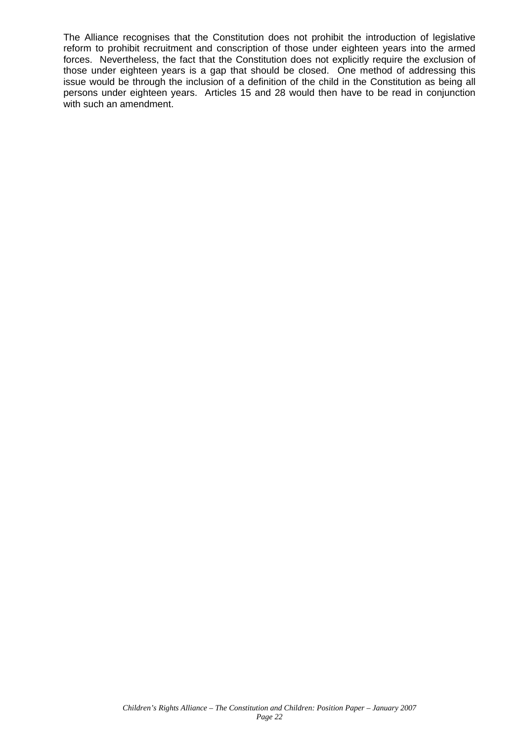The Alliance recognises that the Constitution does not prohibit the introduction of legislative reform to prohibit recruitment and conscription of those under eighteen years into the armed forces. Nevertheless, the fact that the Constitution does not explicitly require the exclusion of those under eighteen years is a gap that should be closed. One method of addressing this issue would be through the inclusion of a definition of the child in the Constitution as being all persons under eighteen years. Articles 15 and 28 would then have to be read in conjunction with such an amendment.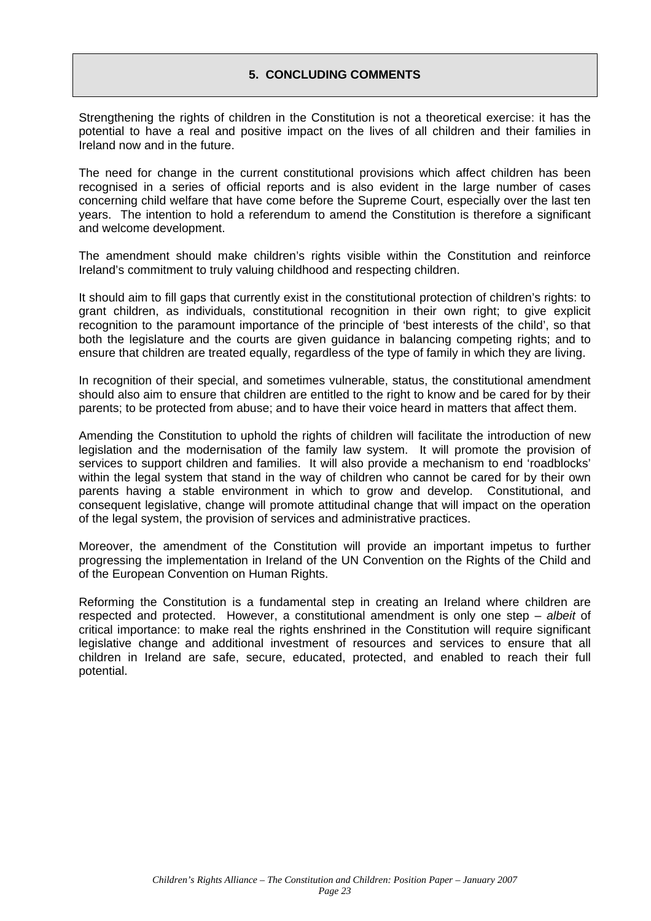## 5. CONCLUDING COMMENTS

Strengthening the rights of children in the Constitution is not a theoretical exercise: it has the potential to have a real and positive impact on the lives of all children and their families in Ireland now and in the future.

The need for change in the current constitutional provisions which affect children has been recognised in a series of official reports and is also evident in the large number of cases concerning child welfare that have come before the Supreme Court, especially over the last ten years. The intention to hold a referendum to amend the Constitution is therefore a significant and welcome development.

The amendment should make children's rights visible within the Constitution and reinforce Ireland's commitment to truly valuing childhood and respecting children.

It should aim to fill gaps that currently exist in the constitutional protection of children's rights: to grant children, as individuals, constitutional recognition in their own right; to give explicit recognition to the paramount importance of the principle of 'best interests of the child', so that both the legislature and the courts are given guidance in balancing competing rights; and to ensure that children are treated equally, regardless of the type of family in which they are living.

In recognition of their special, and sometimes vulnerable, status, the constitutional amendment should also aim to ensure that children are entitled to the right to know and be cared for by their parents; to be protected from abuse; and to have their voice heard in matters that affect them.

Amending the Constitution to uphold the rights of children will facilitate the introduction of new legislation and the modernisation of the family law system. It will promote the provision of services to support children and families. It will also provide a mechanism to end 'roadblocks' within the legal system that stand in the way of children who cannot be cared for by their own parents having a stable environment in which to grow and develop. Constitutional, and consequent legislative, change will promote attitudinal change that will impact on the operation of the legal system, the provision of services and administrative practices.

Moreover, the amendment of the Constitution will provide an important impetus to further progressing the implementation in Ireland of the UN Convention on the Rights of the Child and of the European Convention on Human Rights.

Reforming the Constitution is a fundamental step in creating an Ireland where children are respected and protected. However, a constitutional amendment is only one step – *albeit* of critical importance: to make real the rights enshrined in the Constitution will require significant legislative change and additional investment of resources and services to ensure that all children in Ireland are safe, secure, educated, protected, and enabled to reach their full potential.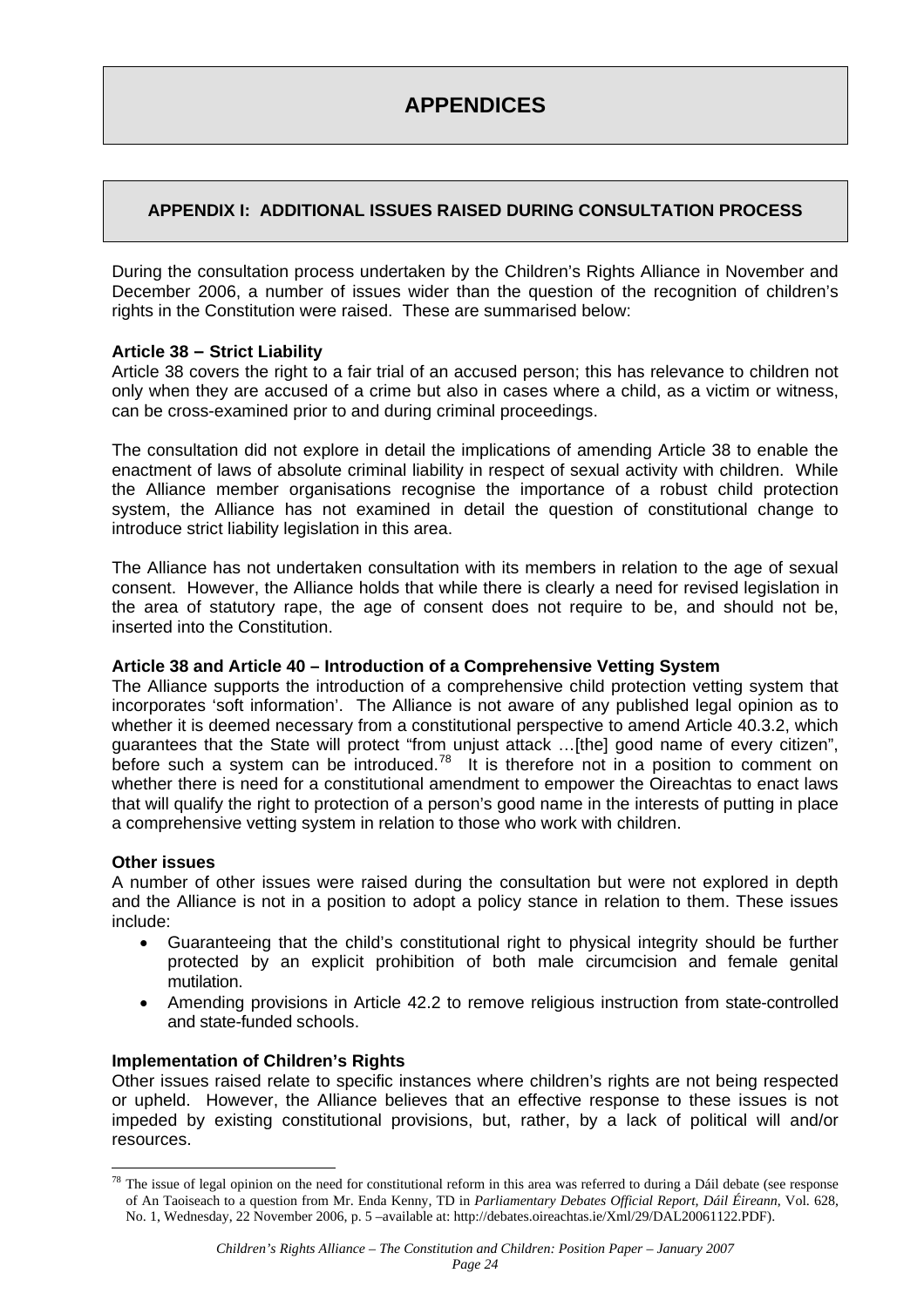# APPENDICES

## APPENDIX I: ADDITIONAL ISSUES RAISED DURING CONSULTATION PROCESS

During the consultation process undertaken by the Children's Rights Alliance in November and December 2006, a number of issues wider than the question of the recognition of children's rights in the Constitution were raised. These are summarised below:

**Article 38 – Strict Liability**

Article 38 covers the right to a fair trial of an accused person; this has relevance to children not only when they are accused of a crime but also in cases where a child, as a victim or witness, can be cross-examined prior to and during criminal proceedings.

The consultation did not explore in detail the implications of amending Article 38 to enable the enactment of laws of absolute criminal liability in respect of sexual activity with children. While the Alliance member organisations recognise the importance of a robust child protection system, the Alliance has not examined in detail the question of constitutional change to introduce strict liability legislation in this area.

The Alliance has not undertaken consultation with its members in relation to the age of sexual consent. However, the Alliance holds that while there is clearly a need for revised legislation in the area of statutory rape, the age of consent does not require to be, and should not be, inserted into the Constitution.

**Article 38 and Article 40 – Introduction of a Comprehensive Vetting System**

The Alliance supports the introduction of a comprehensive child protection vetting system that incorporates 'soft information'. The Alliance is not aware of any published legal opinion as to whether it is deemed necessary from a constitutional perspective to amend Article 40.3.2, which guarantees that the State will protect "from unjust attack …[the] good name of every citizen", before such a system can be introduced.[78] It is therefore not in a position to comment on whether there is need for a constitutional amendment to empower the Oireachtas to enact laws that will qualify the right to protection of a person's good name in the interests of putting in place a comprehensive vetting system in relation to those who work with children.

**Other issues**

A number of other issues were raised during the consultation but were not explored in depth and the Alliance is not in a position to adopt a policy stance in relation to them. These issues include:

- Guaranteeing that the child's constitutional right to physical integrity should be further protected by an explicit prohibition of both male circumcision and female genital mutilation.
- Amending provisions in Article 42.2 to remove religious instruction from state-controlled and state-funded schools.

**Implementation of Children's Rights**

Other issues raised relate to specific instances where children's rights are not being respected or upheld. However, the Alliance believes that an effective response to these issues is not impeded by existing constitutional provisions, but, rather, by a lack of political will and/or resources.

---

[78] The issue of legal opinion on the need for constitutional reform in this area was referred to during a Dáil debate (see response of An Taoiseach to a question from Mr. Enda Kenny, TD in *Parliamentary Debates Official Report, Dáil Éireann*, Vol. 628, No. 1, Wednesday, 22 November 2006, p. 5 –available at: http://debates.oireachtas.ie/Xml/29/DAL20061122.PDF).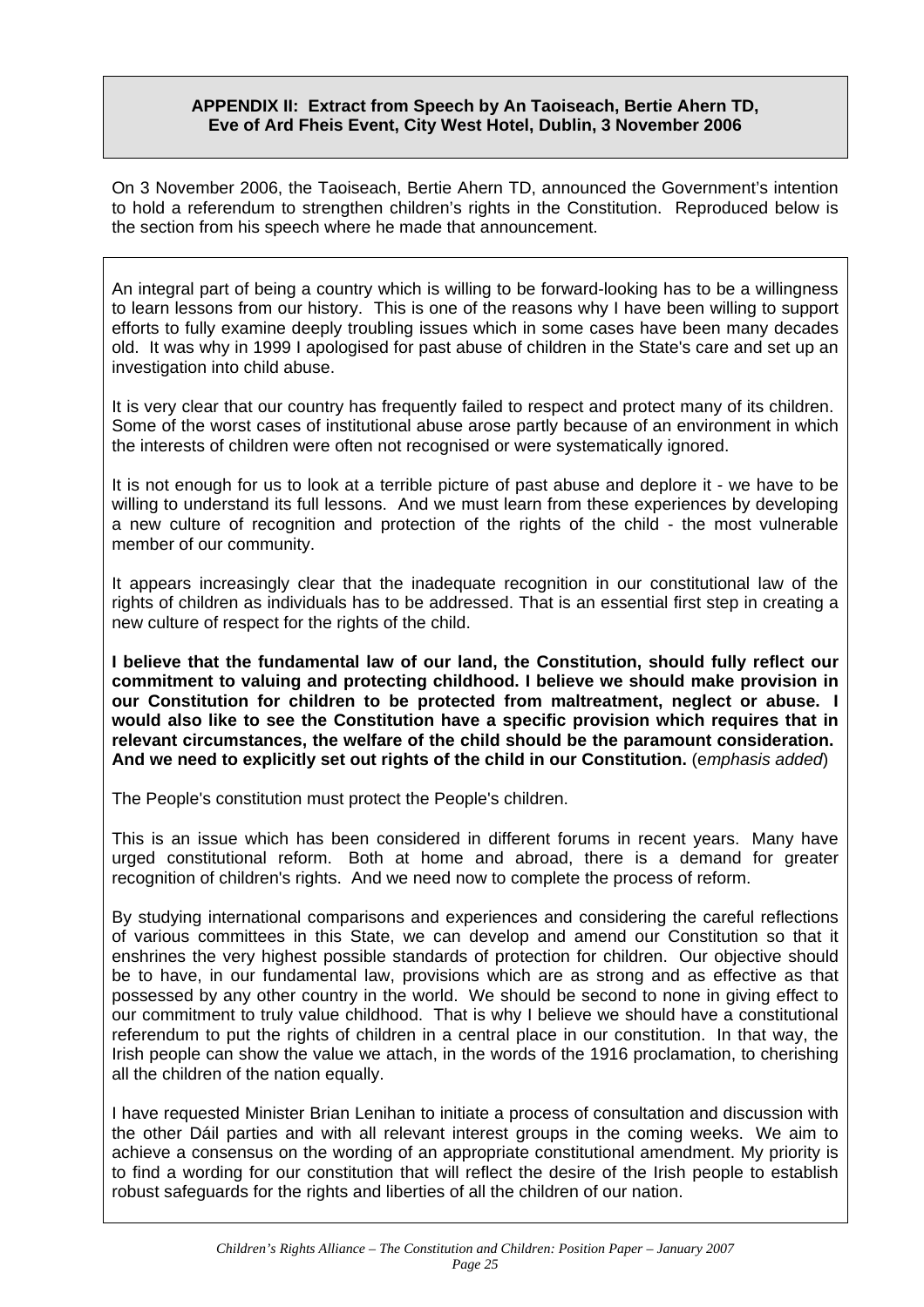## APPENDIX II: Extract from Speech by An Taoiseach, Bertie Ahern TD, Eve of Ard Fheis Event, City West Hotel, Dublin, 3 November 2006

On 3 November 2006, the Taoiseach, Bertie Ahern TD, announced the Government's intention to hold a referendum to strengthen children's rights in the Constitution. Reproduced below is the section from his speech where he made that announcement.

An integral part of being a country which is willing to be forward-looking has to be a willingness to learn lessons from our history. This is one of the reasons why I have been willing to support efforts to fully examine deeply troubling issues which in some cases have been many decades old. It was why in 1999 I apologised for past abuse of children in the State's care and set up an investigation into child abuse.

It is very clear that our country has frequently failed to respect and protect many of its children. Some of the worst cases of institutional abuse arose partly because of an environment in which the interests of children were often not recognised or were systematically ignored.

It is not enough for us to look at a terrible picture of past abuse and deplore it - we have to be willing to understand its full lessons. And we must learn from these experiences by developing a new culture of recognition and protection of the rights of the child - the most vulnerable member of our community.

It appears increasingly clear that the inadequate recognition in our constitutional law of the rights of children as individuals has to be addressed. That is an essential first step in creating a new culture of respect for the rights of the child.

**I believe that the fundamental law of our land, the Constitution, should fully reflect our commitment to valuing and protecting childhood. I believe we should make provision in our Constitution for children to be protected from maltreatment, neglect or abuse. I would also like to see the Constitution have a specific provision which requires that in relevant circumstances, the welfare of the child should be the paramount consideration. And we need to explicitly set out rights of the child in our Constitution.** (*emphasis added*)

The People's constitution must protect the People's children.

This is an issue which has been considered in different forums in recent years. Many have urged constitutional reform. Both at home and abroad, there is a demand for greater recognition of children's rights. And we need now to complete the process of reform.

By studying international comparisons and experiences and considering the careful reflections of various committees in this State, we can develop and amend our Constitution so that it enshrines the very highest possible standards of protection for children. Our objective should be to have, in our fundamental law, provisions which are as strong and as effective as that possessed by any other country in the world. We should be second to none in giving effect to our commitment to truly value childhood. That is why I believe we should have a constitutional referendum to put the rights of children in a central place in our constitution. In that way, the Irish people can show the value we attach, in the words of the 1916 proclamation, to cherishing all the children of the nation equally.

I have requested Minister Brian Lenihan to initiate a process of consultation and discussion with the other Dáil parties and with all relevant interest groups in the coming weeks. We aim to achieve a consensus on the wording of an appropriate constitutional amendment. My priority is to find a wording for our constitution that will reflect the desire of the Irish people to establish robust safeguards for the rights and liberties of all the children of our nation.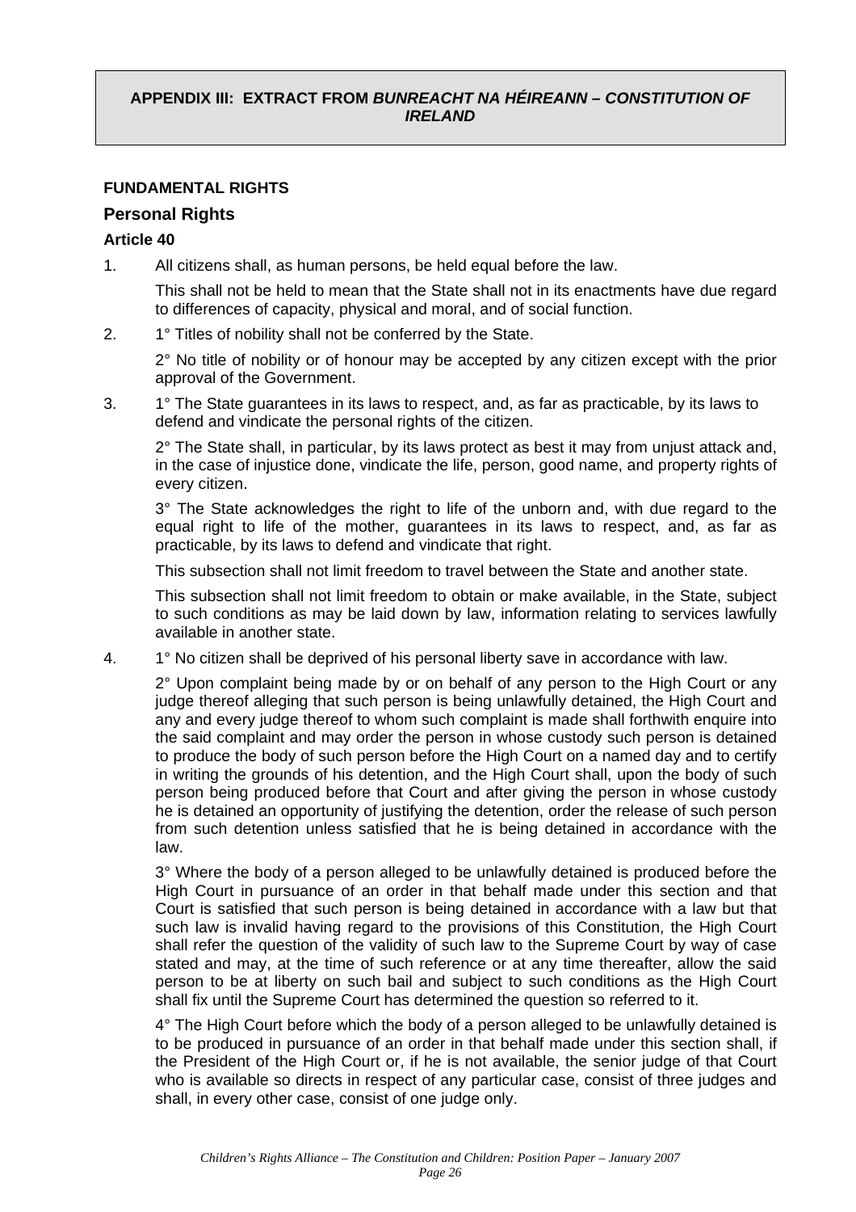## APPENDIX III: EXTRACT FROM *BUNREACHT NA HÉIREANN – CONSTITUTION OF IRELAND*

**FUNDAMENTAL RIGHTS**

### Personal Rights

**Article 40**

1. All citizens shall, as human persons, be held equal before the law.

   This shall not be held to mean that the State shall not in its enactments have due regard to differences of capacity, physical and moral, and of social function.

2. 1° Titles of nobility shall not be conferred by the State.

   2° No title of nobility or of honour may be accepted by any citizen except with the prior approval of the Government.

3. 1° The State guarantees in its laws to respect, and, as far as practicable, by its laws to defend and vindicate the personal rights of the citizen.

   2° The State shall, in particular, by its laws protect as best it may from unjust attack and, in the case of injustice done, vindicate the life, person, good name, and property rights of every citizen.

   3° The State acknowledges the right to life of the unborn and, with due regard to the equal right to life of the mother, guarantees in its laws to respect, and, as far as practicable, by its laws to defend and vindicate that right.

   This subsection shall not limit freedom to travel between the State and another state.

   This subsection shall not limit freedom to obtain or make available, in the State, subject to such conditions as may be laid down by law, information relating to services lawfully available in another state.

4. 1° No citizen shall be deprived of his personal liberty save in accordance with law.

   2° Upon complaint being made by or on behalf of any person to the High Court or any judge thereof alleging that such person is being unlawfully detained, the High Court and any and every judge thereof to whom such complaint is made shall forthwith enquire into the said complaint and may order the person in whose custody such person is detained to produce the body of such person before the High Court on a named day and to certify in writing the grounds of his detention, and the High Court shall, upon the body of such person being produced before that Court and after giving the person in whose custody he is detained an opportunity of justifying the detention, order the release of such person from such detention unless satisfied that he is being detained in accordance with the law.

   3° Where the body of a person alleged to be unlawfully detained is produced before the High Court in pursuance of an order in that behalf made under this section and that Court is satisfied that such person is being detained in accordance with a law but that such law is invalid having regard to the provisions of this Constitution, the High Court shall refer the question of the validity of such law to the Supreme Court by way of case stated and may, at the time of such reference or at any time thereafter, allow the said person to be at liberty on such bail and subject to such conditions as the High Court shall fix until the Supreme Court has determined the question so referred to it.

   4° The High Court before which the body of a person alleged to be unlawfully detained is to be produced in pursuance of an order in that behalf made under this section shall, if the President of the High Court or, if he is not available, the senior judge of that Court who is available so directs in respect of any particular case, consist of three judges and shall, in every other case, consist of one judge only.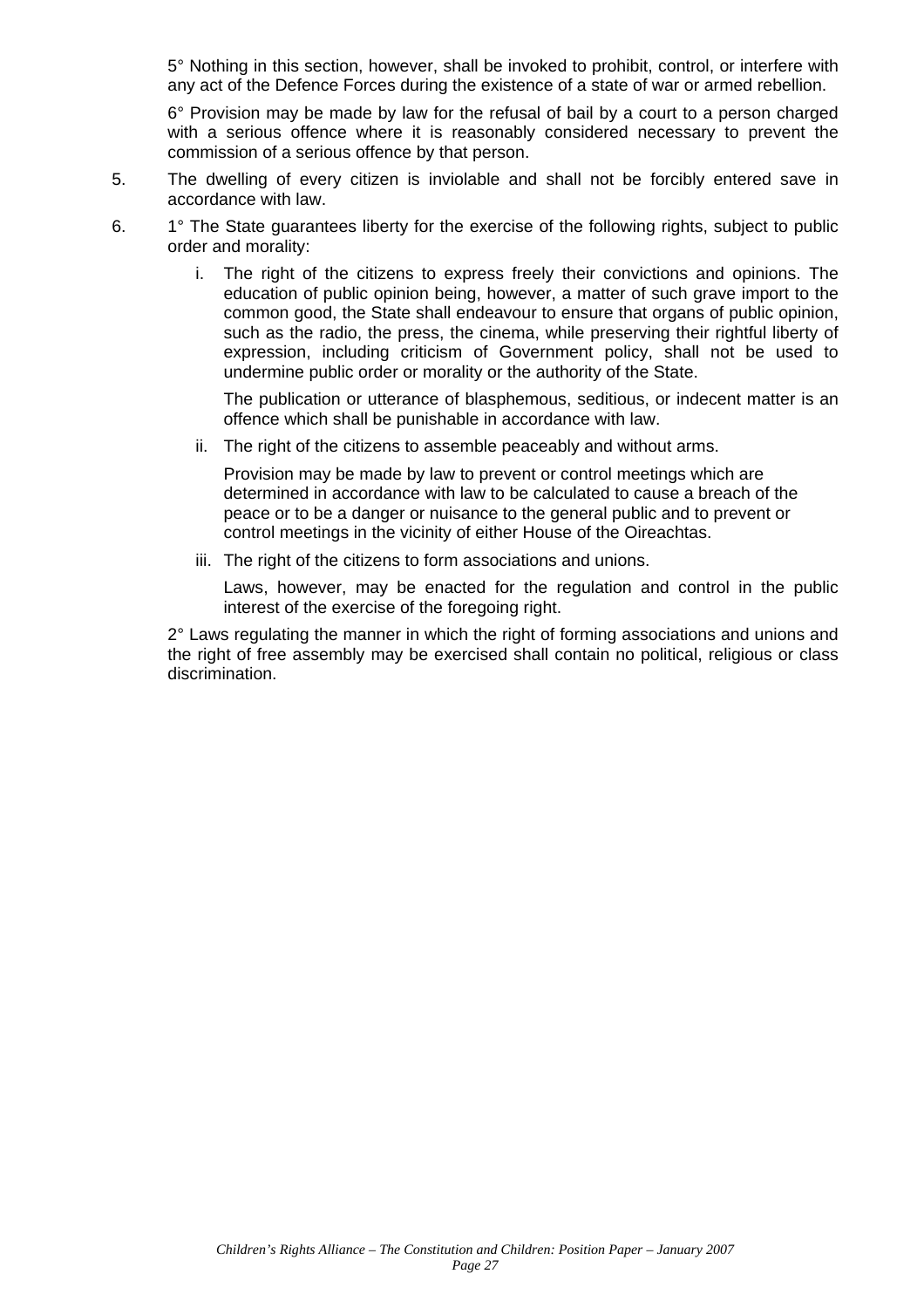5° Nothing in this section, however, shall be invoked to prohibit, control, or interfere with any act of the Defence Forces during the existence of a state of war or armed rebellion.

6° Provision may be made by law for the refusal of bail by a court to a person charged with a serious offence where it is reasonably considered necessary to prevent the commission of a serious offence by that person.

5. The dwelling of every citizen is inviolable and shall not be forcibly entered save in accordance with law.

6. 1° The State guarantees liberty for the exercise of the following rights, subject to public order and morality:

   i. The right of the citizens to express freely their convictions and opinions. The education of public opinion being, however, a matter of such grave import to the common good, the State shall endeavour to ensure that organs of public opinion, such as the radio, the press, the cinema, while preserving their rightful liberty of expression, including criticism of Government policy, shall not be used to undermine public order or morality or the authority of the State.

      The publication or utterance of blasphemous, seditious, or indecent matter is an offence which shall be punishable in accordance with law.

   ii. The right of the citizens to assemble peaceably and without arms.

      Provision may be made by law to prevent or control meetings which are determined in accordance with law to be calculated to cause a breach of the peace or to be a danger or nuisance to the general public and to prevent or control meetings in the vicinity of either House of the Oireachtas.

   iii. The right of the citizens to form associations and unions.

      Laws, however, may be enacted for the regulation and control in the public interest of the exercise of the foregoing right.

   2° Laws regulating the manner in which the right of forming associations and unions and the right of free assembly may be exercised shall contain no political, religious or class discrimination.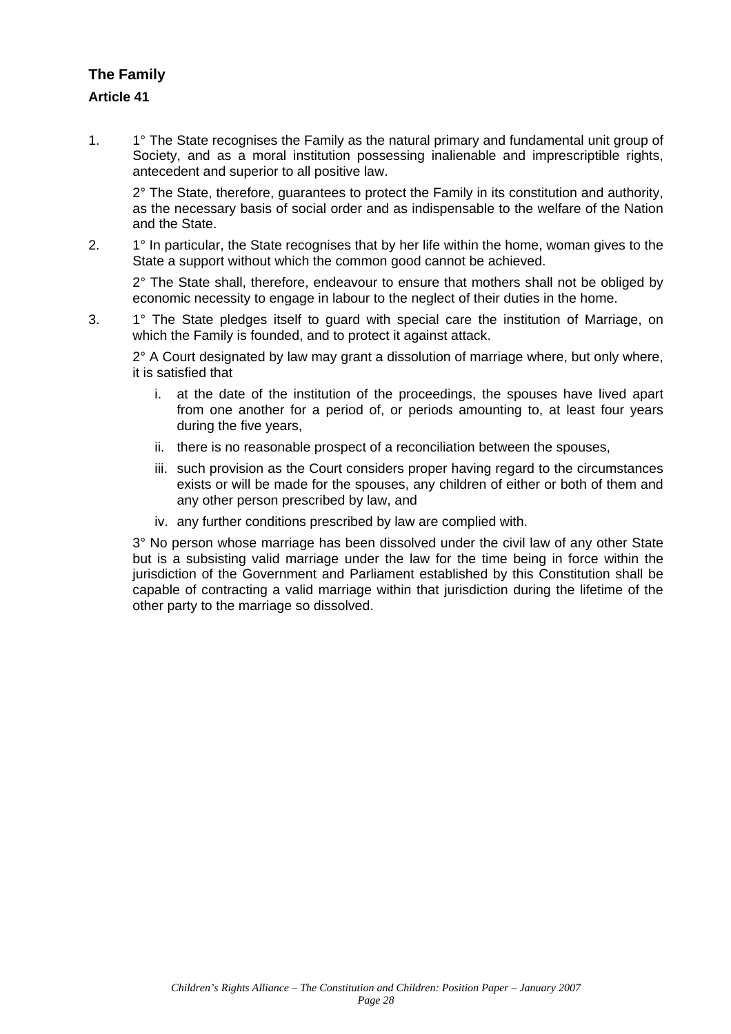## The Family

### Article 41

1. 1° The State recognises the Family as the natural primary and fundamental unit group of Society, and as a moral institution possessing inalienable and imprescriptible rights, antecedent and superior to all positive law.

   2° The State, therefore, guarantees to protect the Family in its constitution and authority, as the necessary basis of social order and as indispensable to the welfare of the Nation and the State.

2. 1° In particular, the State recognises that by her life within the home, woman gives to the State a support without which the common good cannot be achieved.

   2° The State shall, therefore, endeavour to ensure that mothers shall not be obliged by economic necessity to engage in labour to the neglect of their duties in the home.

3. 1° The State pledges itself to guard with special care the institution of Marriage, on which the Family is founded, and to protect it against attack.

   2° A Court designated by law may grant a dissolution of marriage where, but only where, it is satisfied that

   i. at the date of the institution of the proceedings, the spouses have lived apart from one another for a period of, or periods amounting to, at least four years during the five years,
   ii. there is no reasonable prospect of a reconciliation between the spouses,
   iii. such provision as the Court considers proper having regard to the circumstances exists or will be made for the spouses, any children of either or both of them and any other person prescribed by law, and
   iv. any further conditions prescribed by law are complied with.

   3° No person whose marriage has been dissolved under the civil law of any other State but is a subsisting valid marriage under the law for the time being in force within the jurisdiction of the Government and Parliament established by this Constitution shall be capable of contracting a valid marriage within that jurisdiction during the lifetime of the other party to the marriage so dissolved.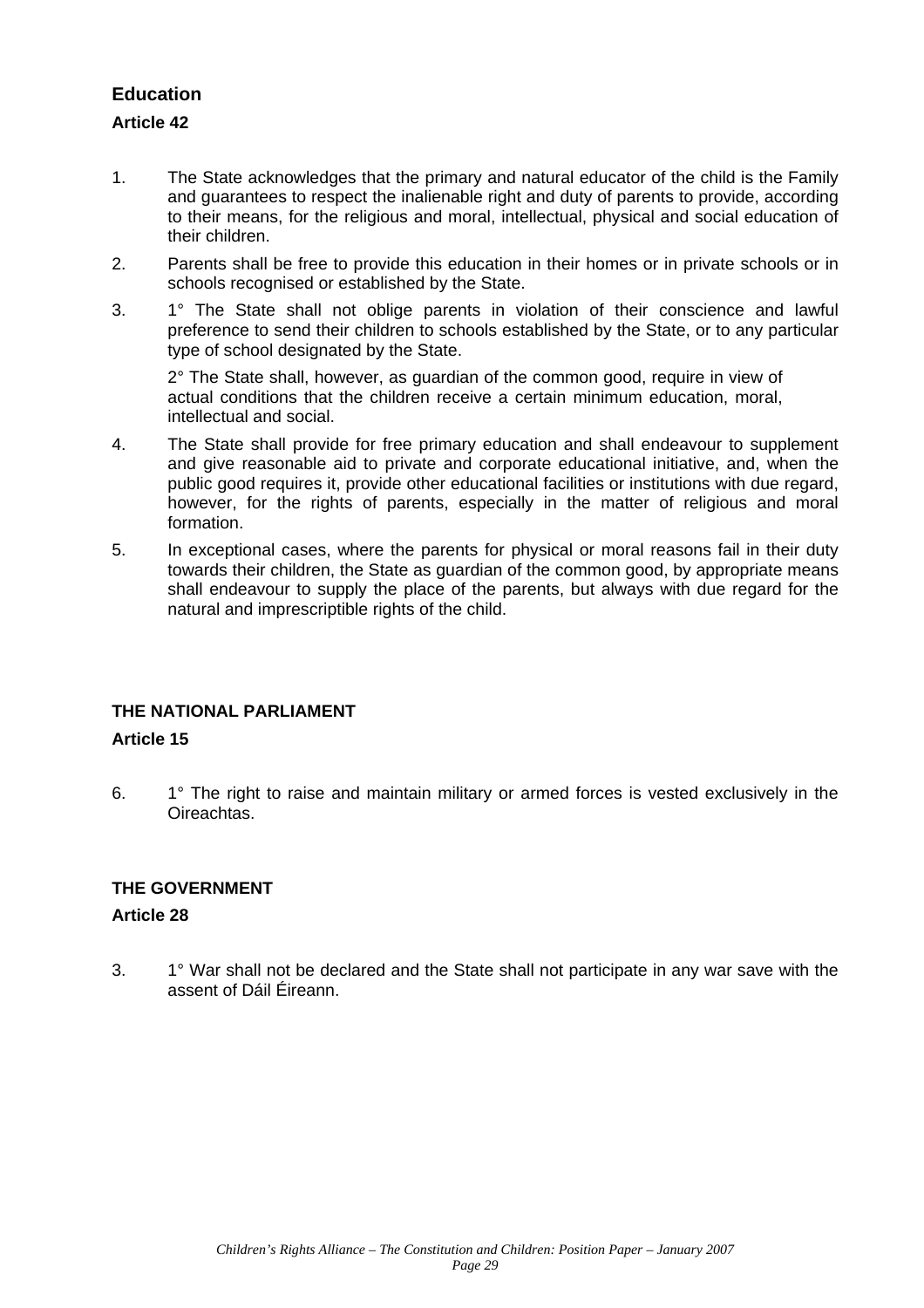## Education

### Article 42

1. The State acknowledges that the primary and natural educator of the child is the Family and guarantees to respect the inalienable right and duty of parents to provide, according to their means, for the religious and moral, intellectual, physical and social education of their children.

2. Parents shall be free to provide this education in their homes or in private schools or in schools recognised or established by the State.

3. 1° The State shall not oblige parents in violation of their conscience and lawful preference to send their children to schools established by the State, or to any particular type of school designated by the State.

   2° The State shall, however, as guardian of the common good, require in view of actual conditions that the children receive a certain minimum education, moral, intellectual and social.

4. The State shall provide for free primary education and shall endeavour to supplement and give reasonable aid to private and corporate educational initiative, and, when the public good requires it, provide other educational facilities or institutions with due regard, however, for the rights of parents, especially in the matter of religious and moral formation.

5. In exceptional cases, where the parents for physical or moral reasons fail in their duty towards their children, the State as guardian of the common good, by appropriate means shall endeavour to supply the place of the parents, but always with due regard for the natural and imprescriptible rights of the child.

## THE NATIONAL PARLIAMENT

### Article 15

6. 1° The right to raise and maintain military or armed forces is vested exclusively in the Oireachtas.

## THE GOVERNMENT

### Article 28

3. 1° War shall not be declared and the State shall not participate in any war save with the assent of Dáil Éireann.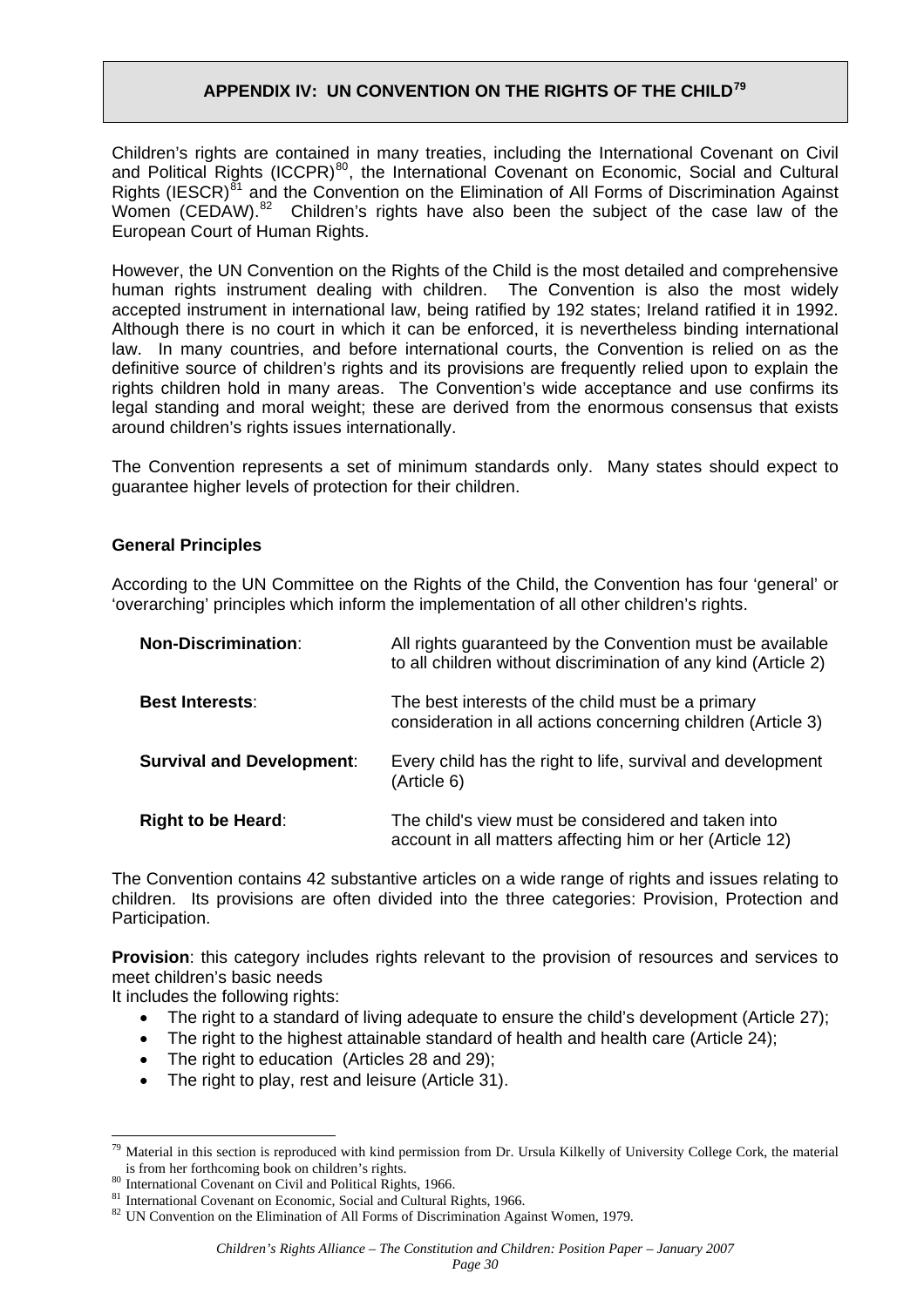## APPENDIX IV: UN CONVENTION ON THE RIGHTS OF THE CHILD[79]

Children's rights are contained in many treaties, including the International Covenant on Civil and Political Rights (ICCPR)[80], the International Covenant on Economic, Social and Cultural Rights (IESCR)[81] and the Convention on the Elimination of All Forms of Discrimination Against Women (CEDAW).[82] Children's rights have also been the subject of the case law of the European Court of Human Rights.

However, the UN Convention on the Rights of the Child is the most detailed and comprehensive human rights instrument dealing with children. The Convention is also the most widely accepted instrument in international law, being ratified by 192 states; Ireland ratified it in 1992. Although there is no court in which it can be enforced, it is nevertheless binding international law. In many countries, and before international courts, the Convention is relied on as the definitive source of children's rights and its provisions are frequently relied upon to explain the rights children hold in many areas. The Convention's wide acceptance and use confirms its legal standing and moral weight; these are derived from the enormous consensus that exists around children's rights issues internationally.

The Convention represents a set of minimum standards only. Many states should expect to guarantee higher levels of protection for their children.

### General Principles

According to the UN Committee on the Rights of the Child, the Convention has four 'general' or 'overarching' principles which inform the implementation of all other children's rights.

| | |
|---|---|
| **Non-Discrimination**: | All rights guaranteed by the Convention must be available to all children without discrimination of any kind (Article 2) |
| **Best Interests**: | The best interests of the child must be a primary consideration in all actions concerning children (Article 3) |
| **Survival and Development**: | Every child has the right to life, survival and development (Article 6) |
| **Right to be Heard**: | The child's view must be considered and taken into account in all matters affecting him or her (Article 12) |

The Convention contains 42 substantive articles on a wide range of rights and issues relating to children. Its provisions are often divided into the three categories: Provision, Protection and Participation.

**Provision**: this category includes rights relevant to the provision of resources and services to meet children's basic needs
It includes the following rights:

- The right to a standard of living adequate to ensure the child's development (Article 27);
- The right to the highest attainable standard of health and health care (Article 24);
- The right to education (Articles 28 and 29);
- The right to play, rest and leisure (Article 31).

---

[79] Material in this section is reproduced with kind permission from Dr. Ursula Kilkelly of University College Cork, the material is from her forthcoming book on children's rights.
[80] International Covenant on Civil and Political Rights, 1966.
[81] International Covenant on Economic, Social and Cultural Rights, 1966.
[82] UN Convention on the Elimination of All Forms of Discrimination Against Women, 1979.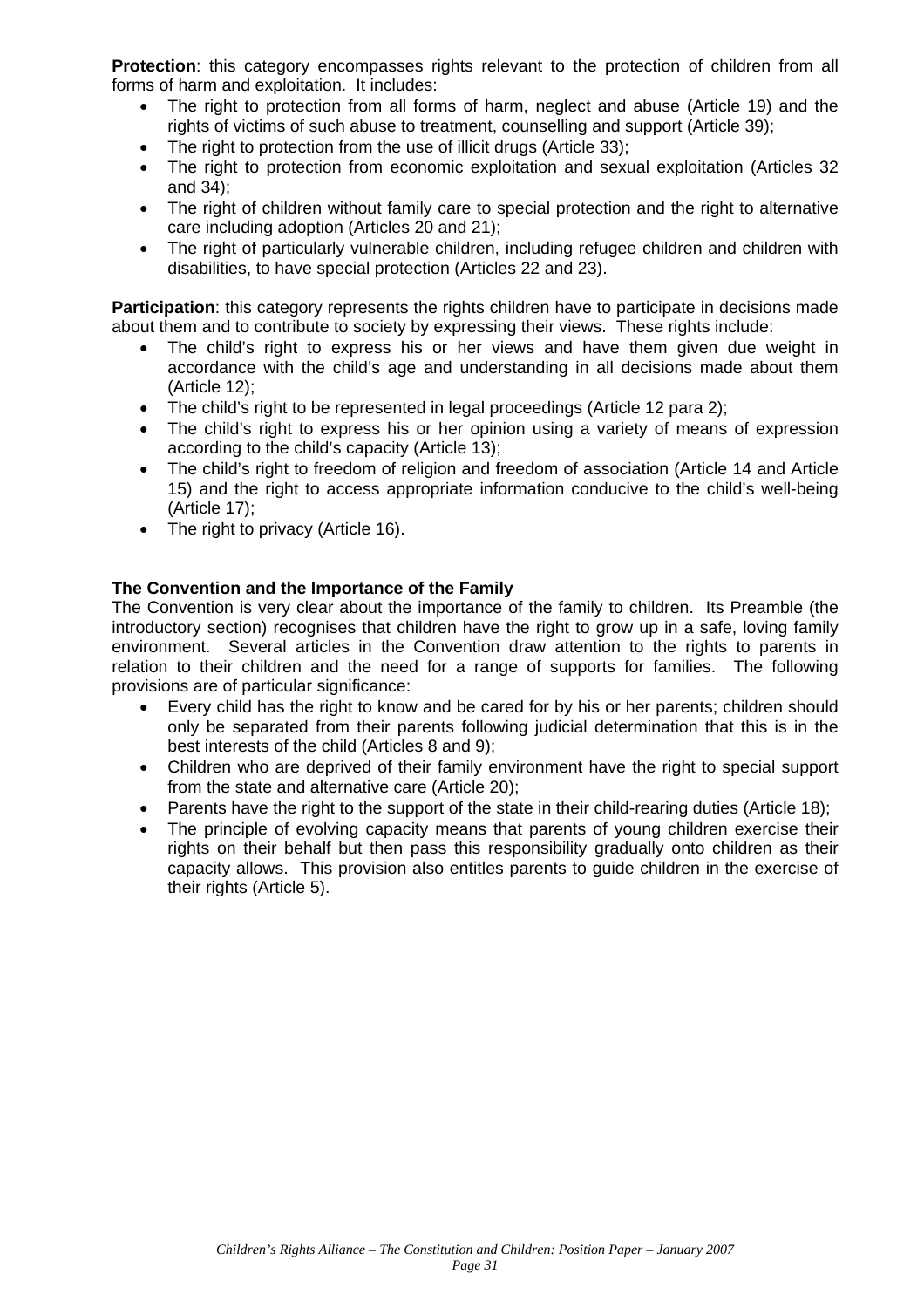**Protection**: this category encompasses rights relevant to the protection of children from all forms of harm and exploitation. It includes:

- The right to protection from all forms of harm, neglect and abuse (Article 19) and the rights of victims of such abuse to treatment, counselling and support (Article 39);
- The right to protection from the use of illicit drugs (Article 33);
- The right to protection from economic exploitation and sexual exploitation (Articles 32 and 34);
- The right of children without family care to special protection and the right to alternative care including adoption (Articles 20 and 21);
- The right of particularly vulnerable children, including refugee children and children with disabilities, to have special protection (Articles 22 and 23).

**Participation**: this category represents the rights children have to participate in decisions made about them and to contribute to society by expressing their views. These rights include:

- The child's right to express his or her views and have them given due weight in accordance with the child's age and understanding in all decisions made about them (Article 12);
- The child's right to be represented in legal proceedings (Article 12 para 2);
- The child's right to express his or her opinion using a variety of means of expression according to the child's capacity (Article 13);
- The child's right to freedom of religion and freedom of association (Article 14 and Article 15) and the right to access appropriate information conducive to the child's well-being (Article 17);
- The right to privacy (Article 16).

**The Convention and the Importance of the Family**

The Convention is very clear about the importance of the family to children. Its Preamble (the introductory section) recognises that children have the right to grow up in a safe, loving family environment. Several articles in the Convention draw attention to the rights to parents in relation to their children and the need for a range of supports for families. The following provisions are of particular significance:

- Every child has the right to know and be cared for by his or her parents; children should only be separated from their parents following judicial determination that this is in the best interests of the child (Articles 8 and 9);
- Children who are deprived of their family environment have the right to special support from the state and alternative care (Article 20);
- Parents have the right to the support of the state in their child-rearing duties (Article 18);
- The principle of evolving capacity means that parents of young children exercise their rights on their behalf but then pass this responsibility gradually onto children as their capacity allows. This provision also entitles parents to guide children in the exercise of their rights (Article 5).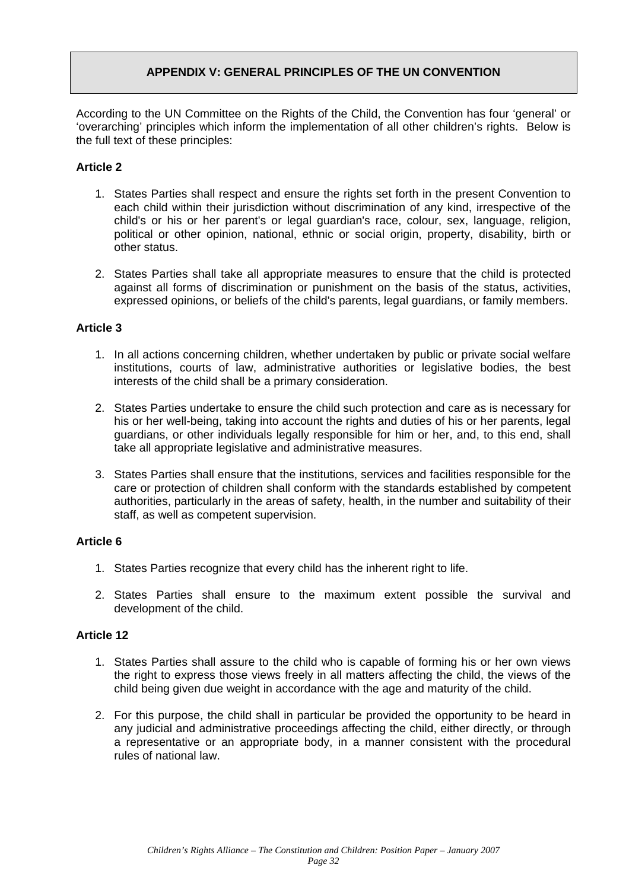# APPENDIX V: GENERAL PRINCIPLES OF THE UN CONVENTION

According to the UN Committee on the Rights of the Child, the Convention has four 'general' or 'overarching' principles which inform the implementation of all other children's rights. Below is the full text of these principles:

**Article 2**

1. States Parties shall respect and ensure the rights set forth in the present Convention to each child within their jurisdiction without discrimination of any kind, irrespective of the child's or his or her parent's or legal guardian's race, colour, sex, language, religion, political or other opinion, national, ethnic or social origin, property, disability, birth or other status.

2. States Parties shall take all appropriate measures to ensure that the child is protected against all forms of discrimination or punishment on the basis of the status, activities, expressed opinions, or beliefs of the child's parents, legal guardians, or family members.

**Article 3**

1. In all actions concerning children, whether undertaken by public or private social welfare institutions, courts of law, administrative authorities or legislative bodies, the best interests of the child shall be a primary consideration.

2. States Parties undertake to ensure the child such protection and care as is necessary for his or her well-being, taking into account the rights and duties of his or her parents, legal guardians, or other individuals legally responsible for him or her, and, to this end, shall take all appropriate legislative and administrative measures.

3. States Parties shall ensure that the institutions, services and facilities responsible for the care or protection of children shall conform with the standards established by competent authorities, particularly in the areas of safety, health, in the number and suitability of their staff, as well as competent supervision.

**Article 6**

1. States Parties recognize that every child has the inherent right to life.

2. States Parties shall ensure to the maximum extent possible the survival and development of the child.

**Article 12**

1. States Parties shall assure to the child who is capable of forming his or her own views the right to express those views freely in all matters affecting the child, the views of the child being given due weight in accordance with the age and maturity of the child.

2. For this purpose, the child shall in particular be provided the opportunity to be heard in any judicial and administrative proceedings affecting the child, either directly, or through a representative or an appropriate body, in a manner consistent with the procedural rules of national law.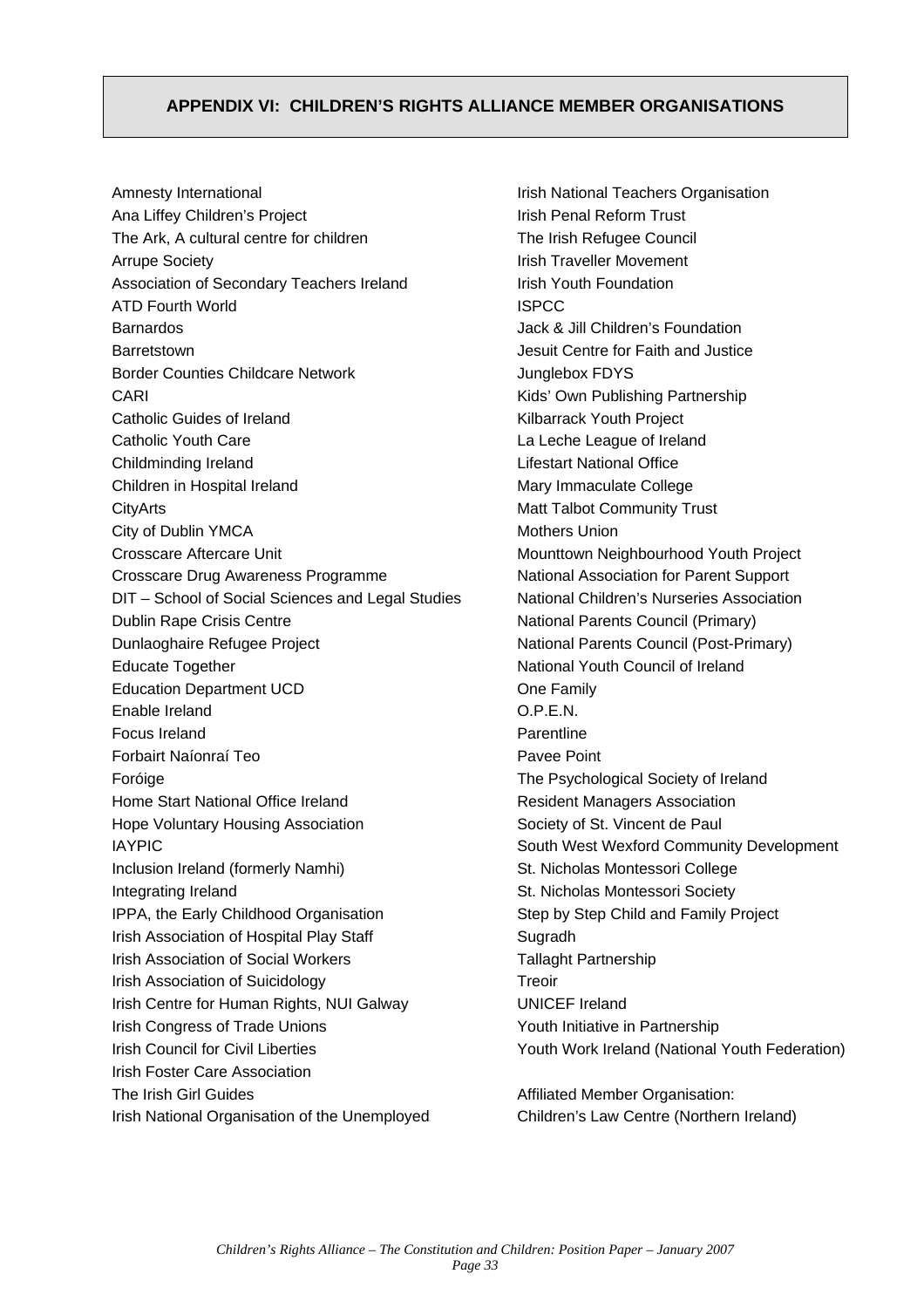## APPENDIX VI: CHILDREN'S RIGHTS ALLIANCE MEMBER ORGANISATIONS

Amnesty International
Ana Liffey Children's Project
The Ark, A cultural centre for children
Arrupe Society
Association of Secondary Teachers Ireland
ATD Fourth World
Barnardos
Barretstown
Border Counties Childcare Network
CARI
Catholic Guides of Ireland
Catholic Youth Care
Childminding Ireland
Children in Hospital Ireland
CityArts
City of Dublin YMCA
Crosscare Aftercare Unit
Crosscare Drug Awareness Programme
DIT – School of Social Sciences and Legal Studies
Dublin Rape Crisis Centre
Dunlaoghaire Refugee Project
Educate Together
Education Department UCD
Enable Ireland
Focus Ireland
Forbairt Naíonraí Teo
Foróige
Home Start National Office Ireland
Hope Voluntary Housing Association
IAYPIC
Inclusion Ireland (formerly Namhi)
Integrating Ireland
IPPA, the Early Childhood Organisation
Irish Association of Hospital Play Staff
Irish Association of Social Workers
Irish Association of Suicidology
Irish Centre for Human Rights, NUI Galway
Irish Congress of Trade Unions
Irish Council for Civil Liberties
Irish Foster Care Association
The Irish Girl Guides
Irish National Organisation of the Unemployed
Irish National Teachers Organisation
Irish Penal Reform Trust
The Irish Refugee Council
Irish Traveller Movement
Irish Youth Foundation
ISPCC
Jack & Jill Children's Foundation
Jesuit Centre for Faith and Justice
Junglebox FDYS
Kids' Own Publishing Partnership
Kilbarrack Youth Project
La Leche League of Ireland
Lifestart National Office
Mary Immaculate College
Matt Talbot Community Trust
Mothers Union
Mounttown Neighbourhood Youth Project
National Association for Parent Support
National Children's Nurseries Association
National Parents Council (Primary)
National Parents Council (Post-Primary)
National Youth Council of Ireland
One Family
O.P.E.N.
Parentline
Pavee Point
The Psychological Society of Ireland
Resident Managers Association
Society of St. Vincent de Paul
South West Wexford Community Development
St. Nicholas Montessori College
St. Nicholas Montessori Society
Step by Step Child and Family Project
Sugradh
Tallaght Partnership
Treoir
UNICEF Ireland
Youth Initiative in Partnership
Youth Work Ireland (National Youth Federation)

Affiliated Member Organisation:
Children's Law Centre (Northern Ireland)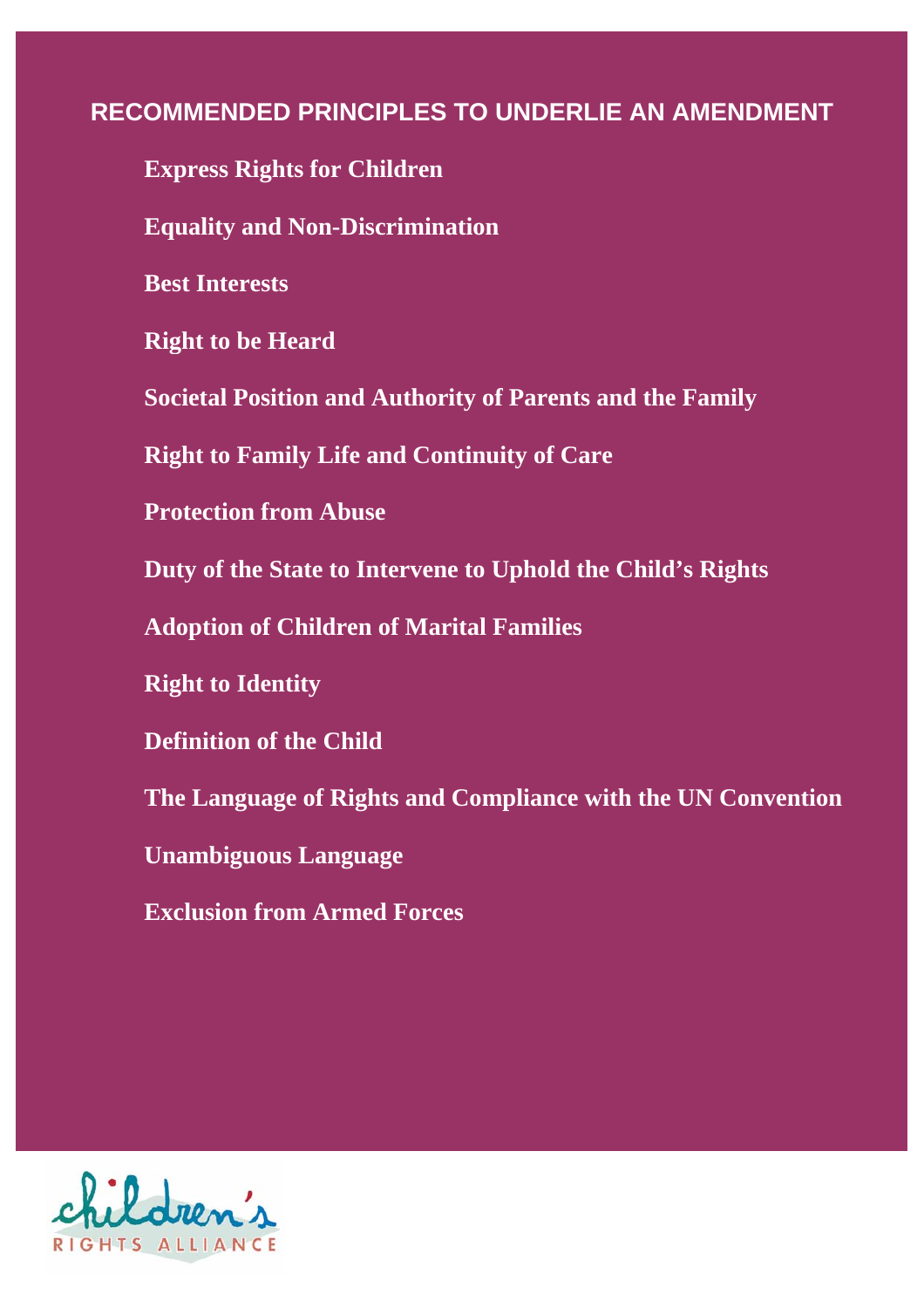## RECOMMENDED PRINCIPLES TO UNDERLIE AN AMENDMENT

**Express Rights for Children**

**Equality and Non-Discrimination**

**Best Interests**

**Right to be Heard**

**Societal Position and Authority of Parents and the Family**

**Right to Family Life and Continuity of Care**

**Protection from Abuse**

**Duty of the State to Intervene to Uphold the Child's Rights**

**Adoption of Children of Marital Families**

**Right to Identity**

**Definition of the Child**

**The Language of Rights and Compliance with the UN Convention**

**Unambiguous Language**

**Exclusion from Armed Forces**

children's
RIGHTS ALLIANCE